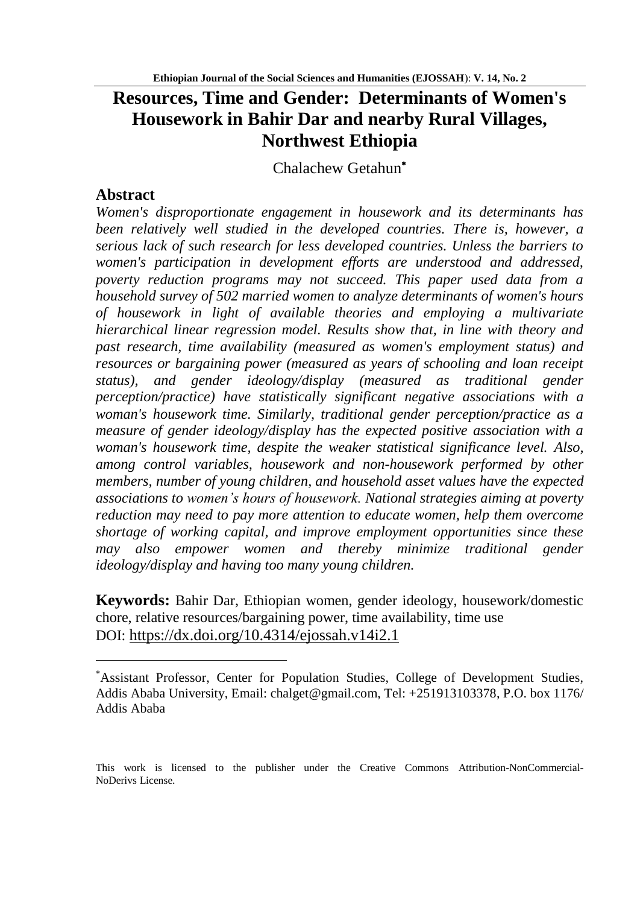# Resources, Time and Gender: Determinants of Women's Housework in Bahir Dar and nearby Rural Villages, Northwest Ethiopia

Chalachew Getahun[*]

## Abstract

*Women's disproportionate engagement in housework and its determinants has been relatively well studied in the developed countries. There is, however, a serious lack of such research for less developed countries. Unless the barriers to women's participation in development efforts are understood and addressed, poverty reduction programs may not succeed. This paper used data from a household survey of 502 married women to analyze determinants of women's hours of housework in light of available theories and employing a multivariate hierarchical linear regression model. Results show that, in line with theory and past research, time availability (measured as women's employment status) and resources or bargaining power (measured as years of schooling and loan receipt status), and gender ideology/display (measured as traditional gender perception/practice) have statistically significant negative associations with a woman's housework time. Similarly, traditional gender perception/practice as a measure of gender ideology/display has the expected positive association with a woman's housework time, despite the weaker statistical significance level. Also, among control variables, housework and non-housework performed by other members, number of young children, and household asset values have the expected associations to women's hours of housework. National strategies aiming at poverty reduction may need to pay more attention to educate women, help them overcome shortage of working capital, and improve employment opportunities since these may also empower women and thereby minimize traditional gender ideology/display and having too many young children.*

**Keywords:** Bahir Dar, Ethiopian women, gender ideology, housework/domestic chore, relative resources/bargaining power, time availability, time use

DOI: https://dx.doi.org/10.4314/ejossah.v14i2.1

---

[*] Assistant Professor, Center for Population Studies, College of Development Studies, Addis Ababa University, Email: chalget@gmail.com, Tel: +251913103378, P.O. box 1176/ Addis Ababa

This work is licensed to the publisher under the Creative Commons Attribution-NonCommercial-NoDerivs License.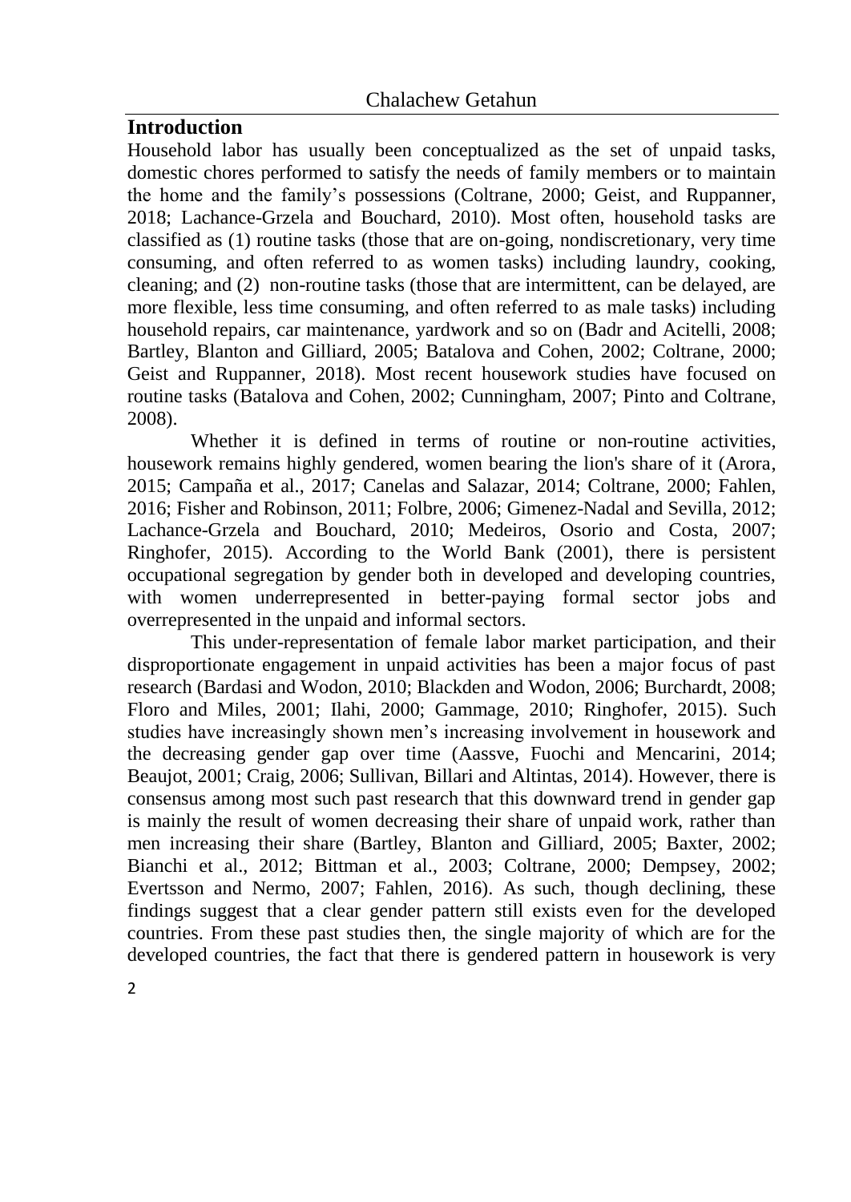## Introduction

Household labor has usually been conceptualized as the set of unpaid tasks, domestic chores performed to satisfy the needs of family members or to maintain the home and the family's possessions (Coltrane, 2000; Geist, and Ruppanner, 2018; Lachance-Grzela and Bouchard, 2010). Most often, household tasks are classified as (1) routine tasks (those that are on-going, nondiscretionary, very time consuming, and often referred to as women tasks) including laundry, cooking, cleaning; and (2) non-routine tasks (those that are intermittent, can be delayed, are more flexible, less time consuming, and often referred to as male tasks) including household repairs, car maintenance, yardwork and so on (Badr and Acitelli, 2008; Bartley, Blanton and Gilliard, 2005; Batalova and Cohen, 2002; Coltrane, 2000; Geist and Ruppanner, 2018). Most recent housework studies have focused on routine tasks (Batalova and Cohen, 2002; Cunningham, 2007; Pinto and Coltrane, 2008).

Whether it is defined in terms of routine or non-routine activities, housework remains highly gendered, women bearing the lion's share of it (Arora, 2015; Campaña et al., 2017; Canelas and Salazar, 2014; Coltrane, 2000; Fahlen, 2016; Fisher and Robinson, 2011; Folbre, 2006; Gimenez-Nadal and Sevilla, 2012; Lachance-Grzela and Bouchard, 2010; Medeiros, Osorio and Costa, 2007; Ringhofer, 2015). According to the World Bank (2001), there is persistent occupational segregation by gender both in developed and developing countries, with women underrepresented in better-paying formal sector jobs and overrepresented in the unpaid and informal sectors.

This under-representation of female labor market participation, and their disproportionate engagement in unpaid activities has been a major focus of past research (Bardasi and Wodon, 2010; Blackden and Wodon, 2006; Burchardt, 2008; Floro and Miles, 2001; Ilahi, 2000; Gammage, 2010; Ringhofer, 2015). Such studies have increasingly shown men's increasing involvement in housework and the decreasing gender gap over time (Aassve, Fuochi and Mencarini, 2014; Beaujot, 2001; Craig, 2006; Sullivan, Billari and Altintas, 2014). However, there is consensus among most such past research that this downward trend in gender gap is mainly the result of women decreasing their share of unpaid work, rather than men increasing their share (Bartley, Blanton and Gilliard, 2005; Baxter, 2002; Bianchi et al., 2012; Bittman et al., 2003; Coltrane, 2000; Dempsey, 2002; Evertsson and Nermo, 2007; Fahlen, 2016). As such, though declining, these findings suggest that a clear gender pattern still exists even for the developed countries. From these past studies then, the single majority of which are for the developed countries, the fact that there is gendered pattern in housework is very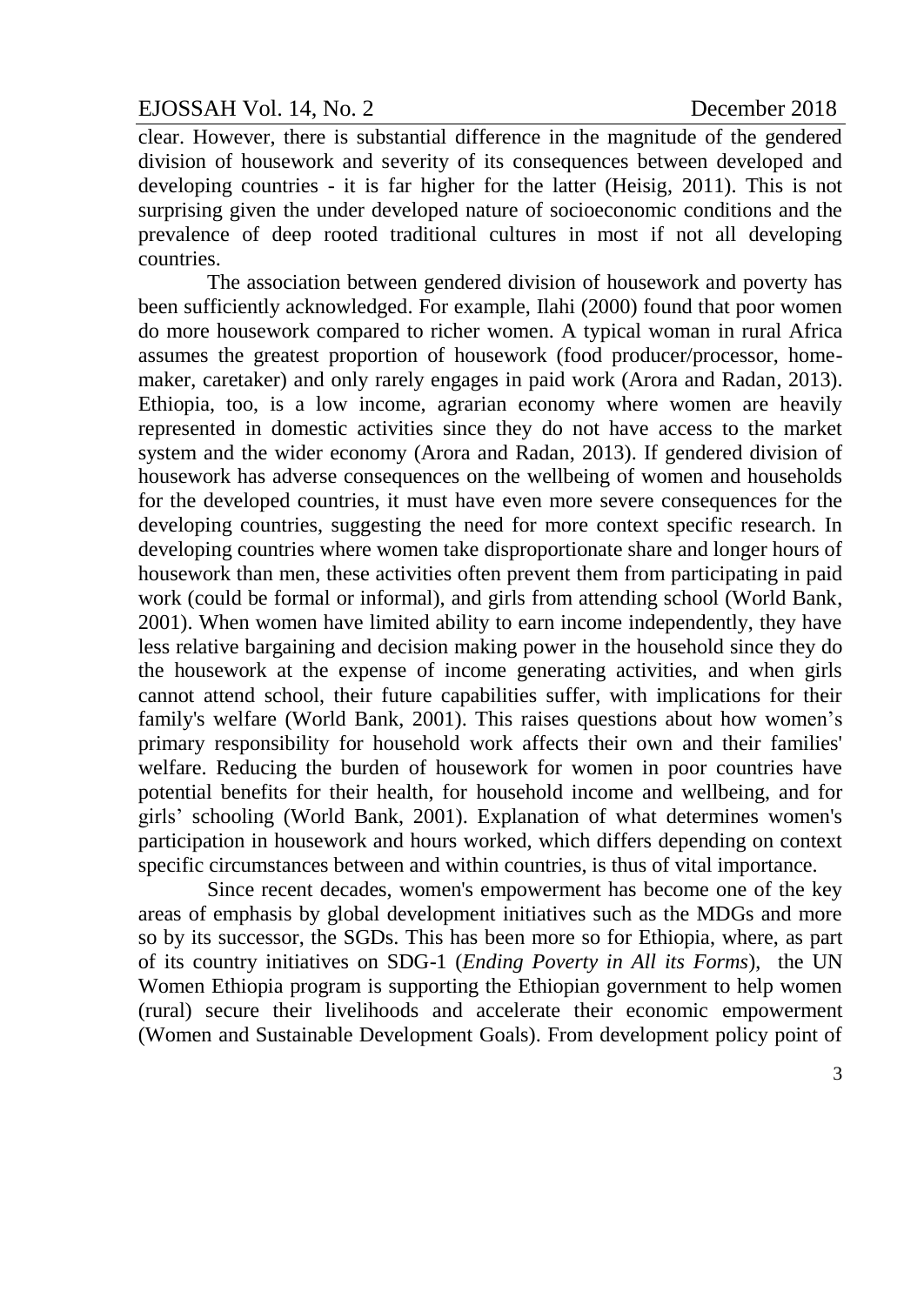clear. However, there is substantial difference in the magnitude of the gendered division of housework and severity of its consequences between developed and developing countries - it is far higher for the latter (Heisig, 2011). This is not surprising given the under developed nature of socioeconomic conditions and the prevalence of deep rooted traditional cultures in most if not all developing countries.

The association between gendered division of housework and poverty has been sufficiently acknowledged. For example, Ilahi (2000) found that poor women do more housework compared to richer women. A typical woman in rural Africa assumes the greatest proportion of housework (food producer/processor, home-maker, caretaker) and only rarely engages in paid work (Arora and Radan, 2013). Ethiopia, too, is a low income, agrarian economy where women are heavily represented in domestic activities since they do not have access to the market system and the wider economy (Arora and Radan, 2013). If gendered division of housework has adverse consequences on the wellbeing of women and households for the developed countries, it must have even more severe consequences for the developing countries, suggesting the need for more context specific research. In developing countries where women take disproportionate share and longer hours of housework than men, these activities often prevent them from participating in paid work (could be formal or informal), and girls from attending school (World Bank, 2001). When women have limited ability to earn income independently, they have less relative bargaining and decision making power in the household since they do the housework at the expense of income generating activities, and when girls cannot attend school, their future capabilities suffer, with implications for their family's welfare (World Bank, 2001). This raises questions about how women's primary responsibility for household work affects their own and their families' welfare. Reducing the burden of housework for women in poor countries have potential benefits for their health, for household income and wellbeing, and for girls' schooling (World Bank, 2001). Explanation of what determines women's participation in housework and hours worked, which differs depending on context specific circumstances between and within countries, is thus of vital importance.

Since recent decades, women's empowerment has become one of the key areas of emphasis by global development initiatives such as the MDGs and more so by its successor, the SGDs. This has been more so for Ethiopia, where, as part of its country initiatives on SDG-1 (*Ending Poverty in All its Forms*), the UN Women Ethiopia program is supporting the Ethiopian government to help women (rural) secure their livelihoods and accelerate their economic empowerment (Women and Sustainable Development Goals). From development policy point of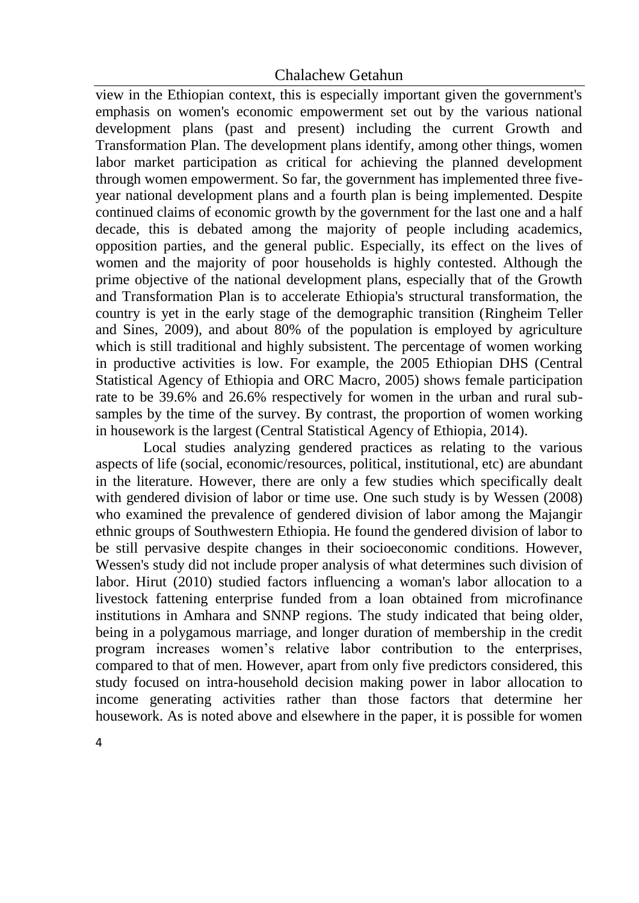view in the Ethiopian context, this is especially important given the government's emphasis on women's economic empowerment set out by the various national development plans (past and present) including the current Growth and Transformation Plan. The development plans identify, among other things, women labor market participation as critical for achieving the planned development through women empowerment. So far, the government has implemented three five-year national development plans and a fourth plan is being implemented. Despite continued claims of economic growth by the government for the last one and a half decade, this is debated among the majority of people including academics, opposition parties, and the general public. Especially, its effect on the lives of women and the majority of poor households is highly contested. Although the prime objective of the national development plans, especially that of the Growth and Transformation Plan is to accelerate Ethiopia's structural transformation, the country is yet in the early stage of the demographic transition (Ringheim Teller and Sines, 2009), and about 80% of the population is employed by agriculture which is still traditional and highly subsistent. The percentage of women working in productive activities is low. For example, the 2005 Ethiopian DHS (Central Statistical Agency of Ethiopia and ORC Macro, 2005) shows female participation rate to be 39.6% and 26.6% respectively for women in the urban and rural sub-samples by the time of the survey. By contrast, the proportion of women working in housework is the largest (Central Statistical Agency of Ethiopia, 2014).

Local studies analyzing gendered practices as relating to the various aspects of life (social, economic/resources, political, institutional, etc) are abundant in the literature. However, there are only a few studies which specifically dealt with gendered division of labor or time use. One such study is by Wessen (2008) who examined the prevalence of gendered division of labor among the Majangir ethnic groups of Southwestern Ethiopia. He found the gendered division of labor to be still pervasive despite changes in their socioeconomic conditions. However, Wessen's study did not include proper analysis of what determines such division of labor. Hirut (2010) studied factors influencing a woman's labor allocation to a livestock fattening enterprise funded from a loan obtained from microfinance institutions in Amhara and SNNP regions. The study indicated that being older, being in a polygamous marriage, and longer duration of membership in the credit program increases women's relative labor contribution to the enterprises, compared to that of men. However, apart from only five predictors considered, this study focused on intra-household decision making power in labor allocation to income generating activities rather than those factors that determine her housework. As is noted above and elsewhere in the paper, it is possible for women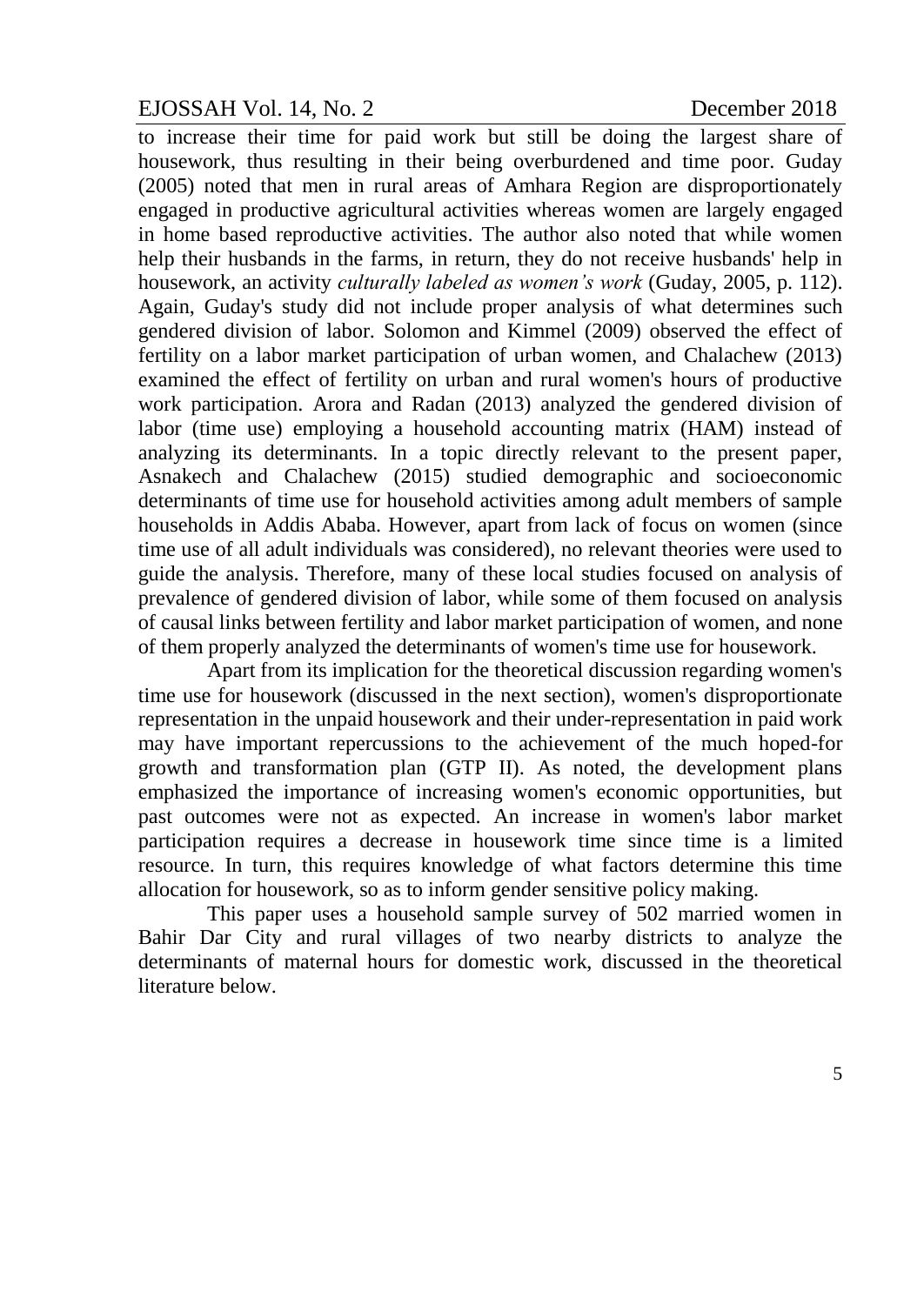to increase their time for paid work but still be doing the largest share of housework, thus resulting in their being overburdened and time poor. Guday (2005) noted that men in rural areas of Amhara Region are disproportionately engaged in productive agricultural activities whereas women are largely engaged in home based reproductive activities. The author also noted that while women help their husbands in the farms, in return, they do not receive husbands' help in housework, an activity *culturally labeled as women's work* (Guday, 2005, p. 112). Again, Guday's study did not include proper analysis of what determines such gendered division of labor. Solomon and Kimmel (2009) observed the effect of fertility on a labor market participation of urban women, and Chalachew (2013) examined the effect of fertility on urban and rural women's hours of productive work participation. Arora and Radan (2013) analyzed the gendered division of labor (time use) employing a household accounting matrix (HAM) instead of analyzing its determinants. In a topic directly relevant to the present paper, Asnakech and Chalachew (2015) studied demographic and socioeconomic determinants of time use for household activities among adult members of sample households in Addis Ababa. However, apart from lack of focus on women (since time use of all adult individuals was considered), no relevant theories were used to guide the analysis. Therefore, many of these local studies focused on analysis of prevalence of gendered division of labor, while some of them focused on analysis of causal links between fertility and labor market participation of women, and none of them properly analyzed the determinants of women's time use for housework.

Apart from its implication for the theoretical discussion regarding women's time use for housework (discussed in the next section), women's disproportionate representation in the unpaid housework and their under-representation in paid work may have important repercussions to the achievement of the much hoped-for growth and transformation plan (GTP II). As noted, the development plans emphasized the importance of increasing women's economic opportunities, but past outcomes were not as expected. An increase in women's labor market participation requires a decrease in housework time since time is a limited resource. In turn, this requires knowledge of what factors determine this time allocation for housework, so as to inform gender sensitive policy making.

This paper uses a household sample survey of 502 married women in Bahir Dar City and rural villages of two nearby districts to analyze the determinants of maternal hours for domestic work, discussed in the theoretical literature below.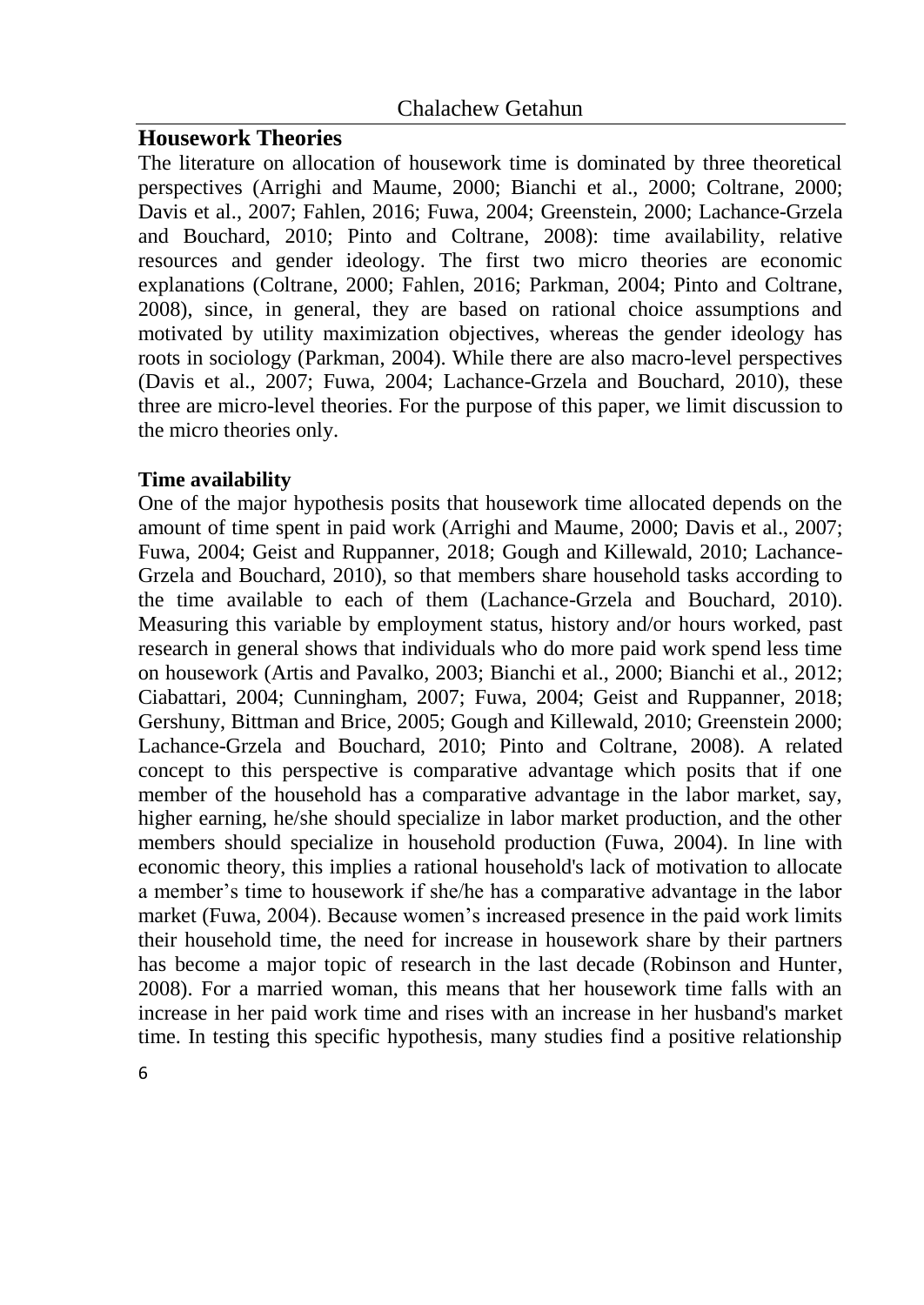## Housework Theories

The literature on allocation of housework time is dominated by three theoretical perspectives (Arrighi and Maume, 2000; Bianchi et al., 2000; Coltrane, 2000; Davis et al., 2007; Fahlen, 2016; Fuwa, 2004; Greenstein, 2000; Lachance-Grzela and Bouchard, 2010; Pinto and Coltrane, 2008): time availability, relative resources and gender ideology. The first two micro theories are economic explanations (Coltrane, 2000; Fahlen, 2016; Parkman, 2004; Pinto and Coltrane, 2008), since, in general, they are based on rational choice assumptions and motivated by utility maximization objectives, whereas the gender ideology has roots in sociology (Parkman, 2004). While there are also macro-level perspectives (Davis et al., 2007; Fuwa, 2004; Lachance-Grzela and Bouchard, 2010), these three are micro-level theories. For the purpose of this paper, we limit discussion to the micro theories only.

### Time availability

One of the major hypothesis posits that housework time allocated depends on the amount of time spent in paid work (Arrighi and Maume, 2000; Davis et al., 2007; Fuwa, 2004; Geist and Ruppanner, 2018; Gough and Killewald, 2010; Lachance-Grzela and Bouchard, 2010), so that members share household tasks according to the time available to each of them (Lachance-Grzela and Bouchard, 2010). Measuring this variable by employment status, history and/or hours worked, past research in general shows that individuals who do more paid work spend less time on housework (Artis and Pavalko, 2003; Bianchi et al., 2000; Bianchi et al., 2012; Ciabattari, 2004; Cunningham, 2007; Fuwa, 2004; Geist and Ruppanner, 2018; Gershuny, Bittman and Brice, 2005; Gough and Killewald, 2010; Greenstein 2000; Lachance-Grzela and Bouchard, 2010; Pinto and Coltrane, 2008). A related concept to this perspective is comparative advantage which posits that if one member of the household has a comparative advantage in the labor market, say, higher earning, he/she should specialize in labor market production, and the other members should specialize in household production (Fuwa, 2004). In line with economic theory, this implies a rational household's lack of motivation to allocate a member's time to housework if she/he has a comparative advantage in the labor market (Fuwa, 2004). Because women's increased presence in the paid work limits their household time, the need for increase in housework share by their partners has become a major topic of research in the last decade (Robinson and Hunter, 2008). For a married woman, this means that her housework time falls with an increase in her paid work time and rises with an increase in her husband's market time. In testing this specific hypothesis, many studies find a positive relationship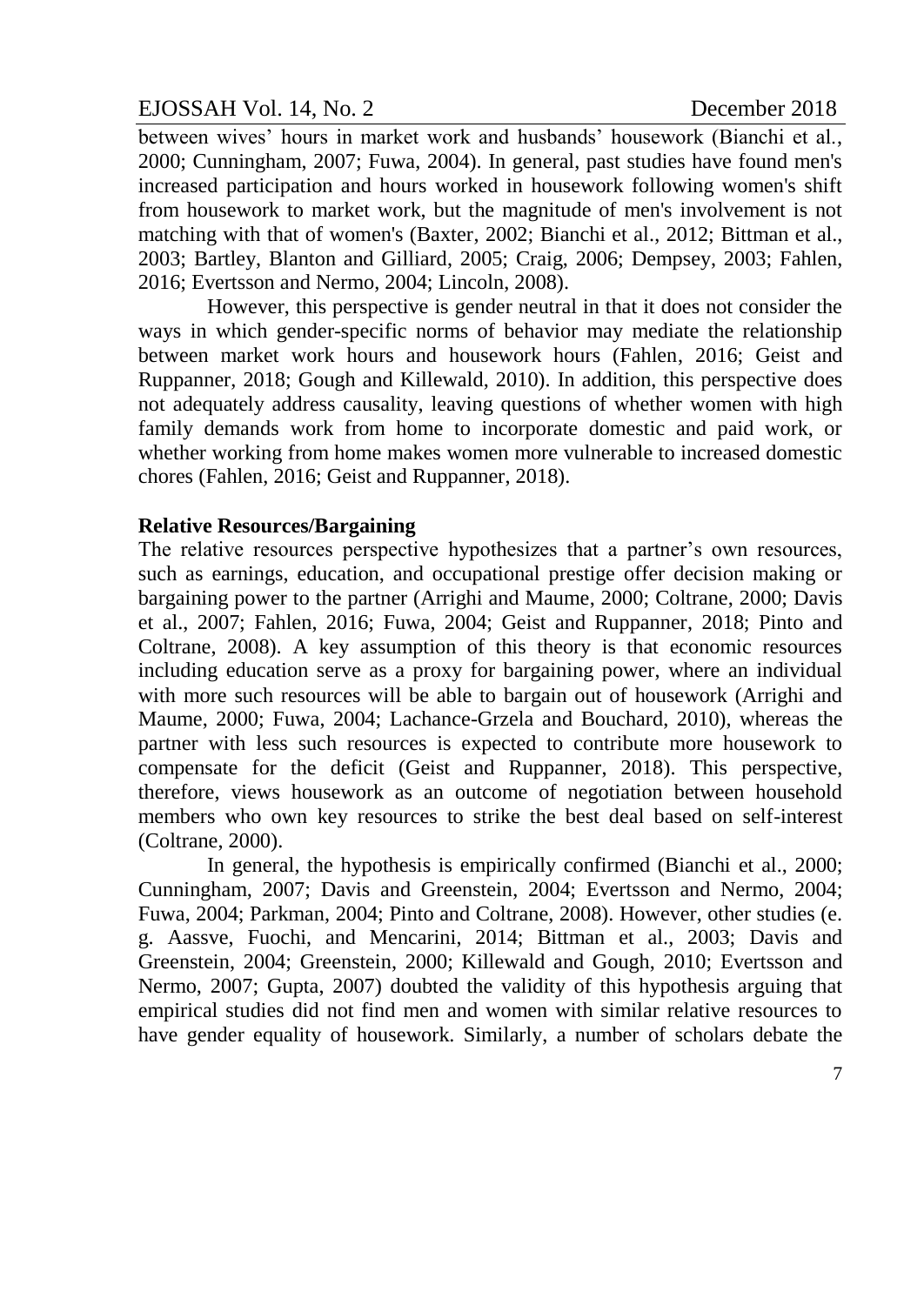between wives' hours in market work and husbands' housework (Bianchi et al., 2000; Cunningham, 2007; Fuwa, 2004). In general, past studies have found men's increased participation and hours worked in housework following women's shift from housework to market work, but the magnitude of men's involvement is not matching with that of women's (Baxter, 2002; Bianchi et al., 2012; Bittman et al., 2003; Bartley, Blanton and Gilliard, 2005; Craig, 2006; Dempsey, 2003; Fahlen, 2016; Evertsson and Nermo, 2004; Lincoln, 2008).

However, this perspective is gender neutral in that it does not consider the ways in which gender-specific norms of behavior may mediate the relationship between market work hours and housework hours (Fahlen, 2016; Geist and Ruppanner, 2018; Gough and Killewald, 2010). In addition, this perspective does not adequately address causality, leaving questions of whether women with high family demands work from home to incorporate domestic and paid work, or whether working from home makes women more vulnerable to increased domestic chores (Fahlen, 2016; Geist and Ruppanner, 2018).

**Relative Resources/Bargaining**

The relative resources perspective hypothesizes that a partner's own resources, such as earnings, education, and occupational prestige offer decision making or bargaining power to the partner (Arrighi and Maume, 2000; Coltrane, 2000; Davis et al., 2007; Fahlen, 2016; Fuwa, 2004; Geist and Ruppanner, 2018; Pinto and Coltrane, 2008). A key assumption of this theory is that economic resources including education serve as a proxy for bargaining power, where an individual with more such resources will be able to bargain out of housework (Arrighi and Maume, 2000; Fuwa, 2004; Lachance-Grzela and Bouchard, 2010), whereas the partner with less such resources is expected to contribute more housework to compensate for the deficit (Geist and Ruppanner, 2018). This perspective, therefore, views housework as an outcome of negotiation between household members who own key resources to strike the best deal based on self-interest (Coltrane, 2000).

In general, the hypothesis is empirically confirmed (Bianchi et al., 2000; Cunningham, 2007; Davis and Greenstein, 2004; Evertsson and Nermo, 2004; Fuwa, 2004; Parkman, 2004; Pinto and Coltrane, 2008). However, other studies (e. g. Aassve, Fuochi, and Mencarini, 2014; Bittman et al., 2003; Davis and Greenstein, 2004; Greenstein, 2000; Killewald and Gough, 2010; Evertsson and Nermo, 2007; Gupta, 2007) doubted the validity of this hypothesis arguing that empirical studies did not find men and women with similar relative resources to have gender equality of housework. Similarly, a number of scholars debate the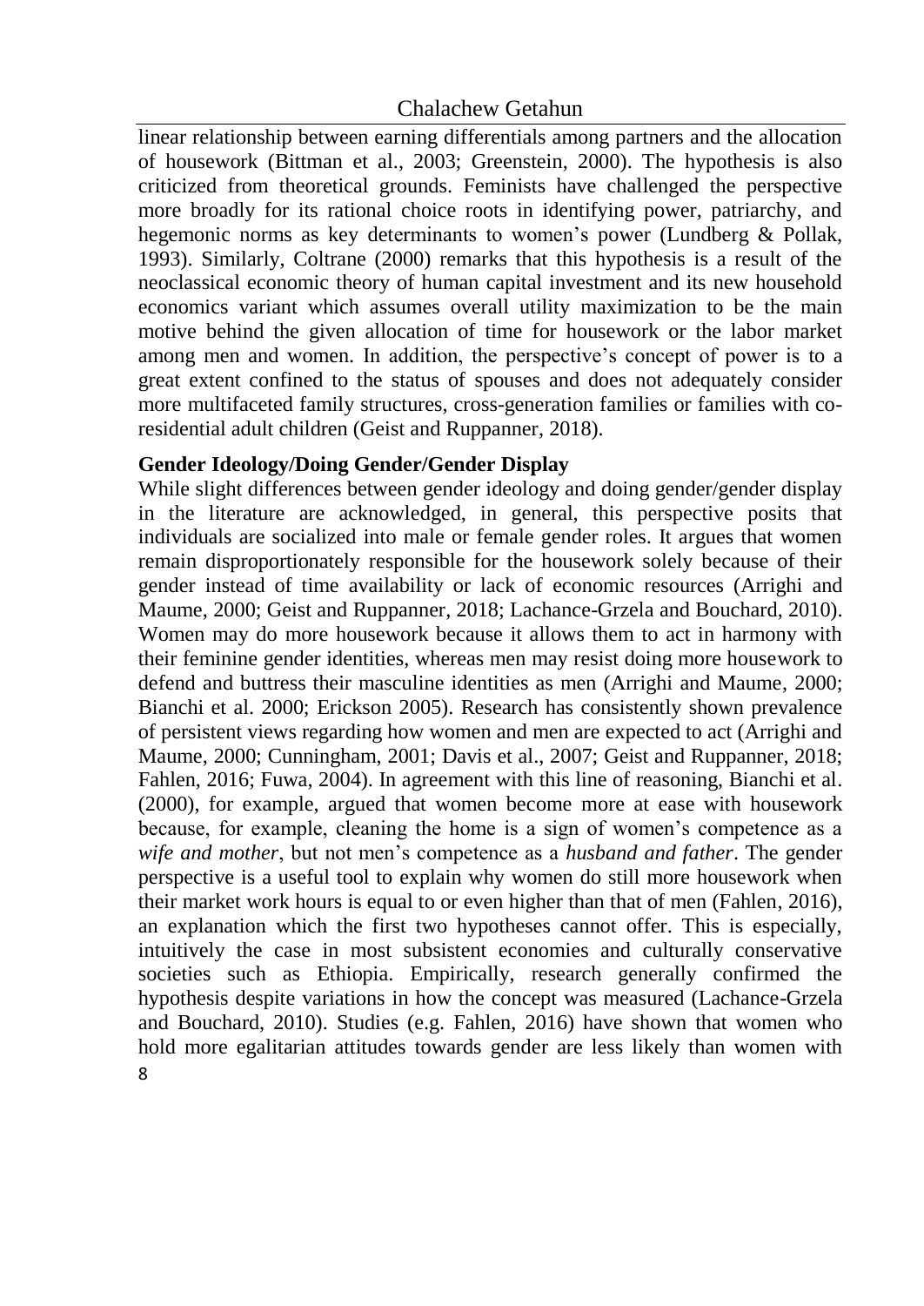linear relationship between earning differentials among partners and the allocation of housework (Bittman et al., 2003; Greenstein, 2000). The hypothesis is also criticized from theoretical grounds. Feminists have challenged the perspective more broadly for its rational choice roots in identifying power, patriarchy, and hegemonic norms as key determinants to women's power (Lundberg & Pollak, 1993). Similarly, Coltrane (2000) remarks that this hypothesis is a result of the neoclassical economic theory of human capital investment and its new household economics variant which assumes overall utility maximization to be the main motive behind the given allocation of time for housework or the labor market among men and women. In addition, the perspective's concept of power is to a great extent confined to the status of spouses and does not adequately consider more multifaceted family structures, cross-generation families or families with co-residential adult children (Geist and Ruppanner, 2018).

**Gender Ideology/Doing Gender/Gender Display**

While slight differences between gender ideology and doing gender/gender display in the literature are acknowledged, in general, this perspective posits that individuals are socialized into male or female gender roles. It argues that women remain disproportionately responsible for the housework solely because of their gender instead of time availability or lack of economic resources (Arrighi and Maume, 2000; Geist and Ruppanner, 2018; Lachance-Grzela and Bouchard, 2010). Women may do more housework because it allows them to act in harmony with their feminine gender identities, whereas men may resist doing more housework to defend and buttress their masculine identities as men (Arrighi and Maume, 2000; Bianchi et al. 2000; Erickson 2005). Research has consistently shown prevalence of persistent views regarding how women and men are expected to act (Arrighi and Maume, 2000; Cunningham, 2001; Davis et al., 2007; Geist and Ruppanner, 2018; Fahlen, 2016; Fuwa, 2004). In agreement with this line of reasoning, Bianchi et al. (2000), for example, argued that women become more at ease with housework because, for example, cleaning the home is a sign of women's competence as a *wife and mother*, but not men's competence as a *husband and father*. The gender perspective is a useful tool to explain why women do still more housework when their market work hours is equal to or even higher than that of men (Fahlen, 2016), an explanation which the first two hypotheses cannot offer. This is especially, intuitively the case in most subsistent economies and culturally conservative societies such as Ethiopia. Empirically, research generally confirmed the hypothesis despite variations in how the concept was measured (Lachance-Grzela and Bouchard, 2010). Studies (e.g. Fahlen, 2016) have shown that women who hold more egalitarian attitudes towards gender are less likely than women with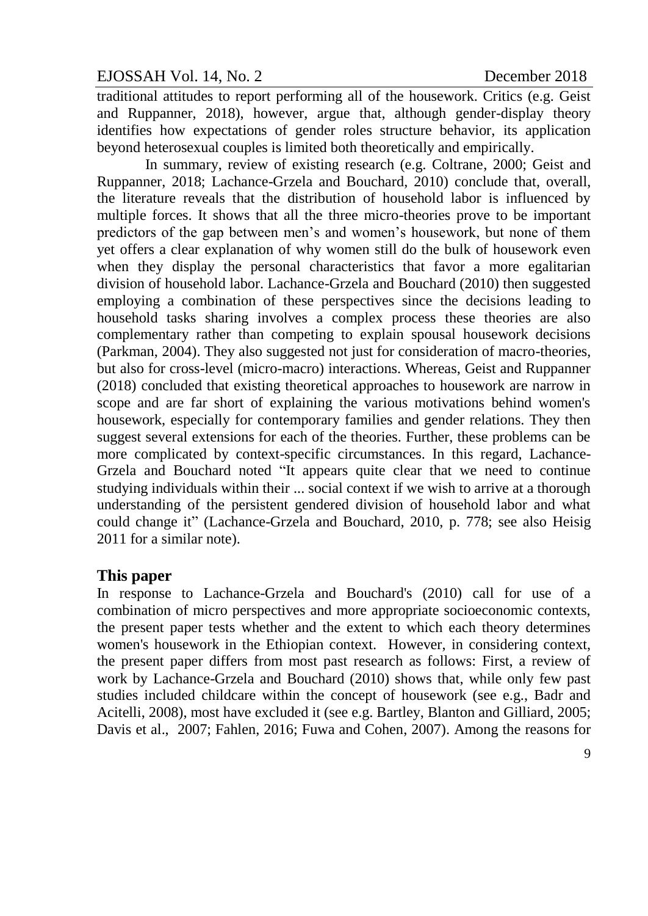traditional attitudes to report performing all of the housework. Critics (e.g. Geist and Ruppanner, 2018), however, argue that, although gender-display theory identifies how expectations of gender roles structure behavior, its application beyond heterosexual couples is limited both theoretically and empirically.

In summary, review of existing research (e.g. Coltrane, 2000; Geist and Ruppanner, 2018; Lachance-Grzela and Bouchard, 2010) conclude that, overall, the literature reveals that the distribution of household labor is influenced by multiple forces. It shows that all the three micro-theories prove to be important predictors of the gap between men's and women's housework, but none of them yet offers a clear explanation of why women still do the bulk of housework even when they display the personal characteristics that favor a more egalitarian division of household labor. Lachance-Grzela and Bouchard (2010) then suggested employing a combination of these perspectives since the decisions leading to household tasks sharing involves a complex process these theories are also complementary rather than competing to explain spousal housework decisions (Parkman, 2004). They also suggested not just for consideration of macro-theories, but also for cross-level (micro-macro) interactions. Whereas, Geist and Ruppanner (2018) concluded that existing theoretical approaches to housework are narrow in scope and are far short of explaining the various motivations behind women's housework, especially for contemporary families and gender relations. They then suggest several extensions for each of the theories. Further, these problems can be more complicated by context-specific circumstances. In this regard, Lachance-Grzela and Bouchard noted "It appears quite clear that we need to continue studying individuals within their ... social context if we wish to arrive at a thorough understanding of the persistent gendered division of household labor and what could change it" (Lachance-Grzela and Bouchard, 2010, p. 778; see also Heisig 2011 for a similar note).

## This paper

In response to Lachance-Grzela and Bouchard's (2010) call for use of a combination of micro perspectives and more appropriate socioeconomic contexts, the present paper tests whether and the extent to which each theory determines women's housework in the Ethiopian context. However, in considering context, the present paper differs from most past research as follows: First, a review of work by Lachance-Grzela and Bouchard (2010) shows that, while only few past studies included childcare within the concept of housework (see e.g., Badr and Acitelli, 2008), most have excluded it (see e.g. Bartley, Blanton and Gilliard, 2005; Davis et al., 2007; Fahlen, 2016; Fuwa and Cohen, 2007). Among the reasons for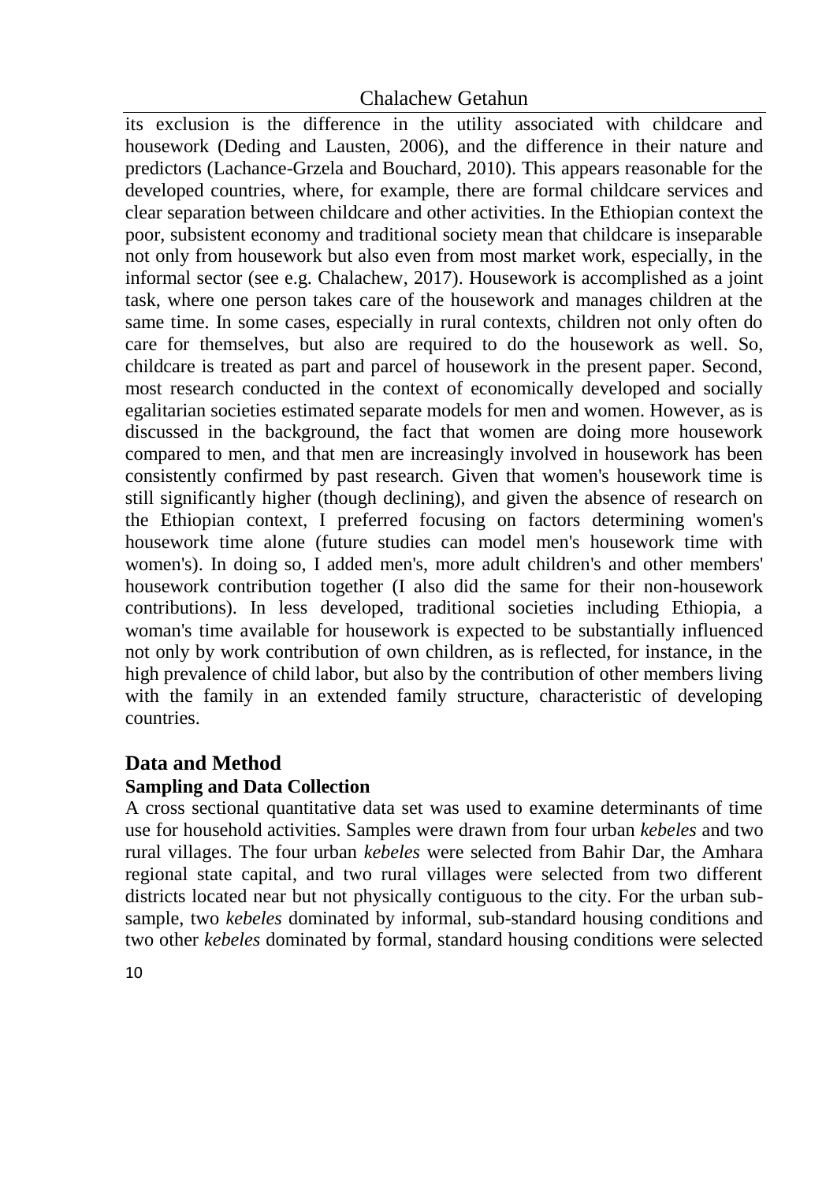its exclusion is the difference in the utility associated with childcare and housework (Deding and Lausten, 2006), and the difference in their nature and predictors (Lachance-Grzela and Bouchard, 2010). This appears reasonable for the developed countries, where, for example, there are formal childcare services and clear separation between childcare and other activities. In the Ethiopian context the poor, subsistent economy and traditional society mean that childcare is inseparable not only from housework but also even from most market work, especially, in the informal sector (see e.g. Chalachew, 2017). Housework is accomplished as a joint task, where one person takes care of the housework and manages children at the same time. In some cases, especially in rural contexts, children not only often do care for themselves, but also are required to do the housework as well. So, childcare is treated as part and parcel of housework in the present paper. Second, most research conducted in the context of economically developed and socially egalitarian societies estimated separate models for men and women. However, as is discussed in the background, the fact that women are doing more housework compared to men, and that men are increasingly involved in housework has been consistently confirmed by past research. Given that women's housework time is still significantly higher (though declining), and given the absence of research on the Ethiopian context, I preferred focusing on factors determining women's housework time alone (future studies can model men's housework time with women's). In doing so, I added men's, more adult children's and other members' housework contribution together (I also did the same for their non-housework contributions). In less developed, traditional societies including Ethiopia, a woman's time available for housework is expected to be substantially influenced not only by work contribution of own children, as is reflected, for instance, in the high prevalence of child labor, but also by the contribution of other members living with the family in an extended family structure, characteristic of developing countries.

## Data and Method

### Sampling and Data Collection

A cross sectional quantitative data set was used to examine determinants of time use for household activities. Samples were drawn from four urban *kebeles* and two rural villages. The four urban *kebeles* were selected from Bahir Dar, the Amhara regional state capital, and two rural villages were selected from two different districts located near but not physically contiguous to the city. For the urban sub-sample, two *kebeles* dominated by informal, sub-standard housing conditions and two other *kebeles* dominated by formal, standard housing conditions were selected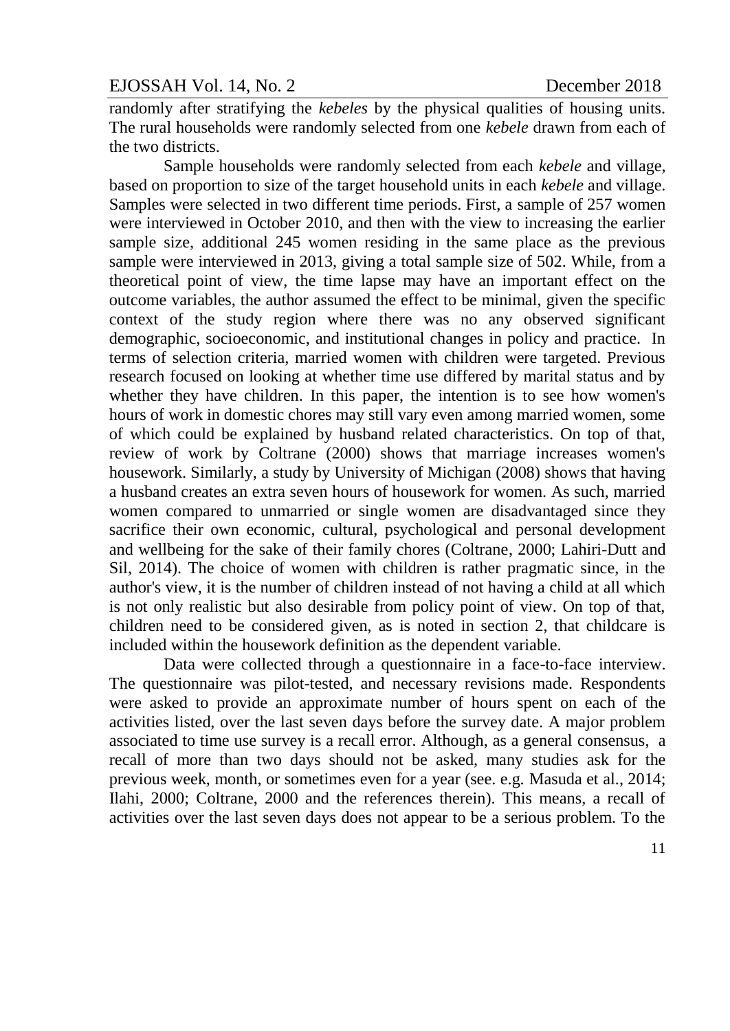randomly after stratifying the *kebeles* by the physical qualities of housing units. The rural households were randomly selected from one *kebele* drawn from each of the two districts.

Sample households were randomly selected from each *kebele* and village, based on proportion to size of the target household units in each *kebele* and village. Samples were selected in two different time periods. First, a sample of 257 women were interviewed in October 2010, and then with the view to increasing the earlier sample size, additional 245 women residing in the same place as the previous sample were interviewed in 2013, giving a total sample size of 502. While, from a theoretical point of view, the time lapse may have an important effect on the outcome variables, the author assumed the effect to be minimal, given the specific context of the study region where there was no any observed significant demographic, socioeconomic, and institutional changes in policy and practice. In terms of selection criteria, married women with children were targeted. Previous research focused on looking at whether time use differed by marital status and by whether they have children. In this paper, the intention is to see how women's hours of work in domestic chores may still vary even among married women, some of which could be explained by husband related characteristics. On top of that, review of work by Coltrane (2000) shows that marriage increases women's housework. Similarly, a study by University of Michigan (2008) shows that having a husband creates an extra seven hours of housework for women. As such, married women compared to unmarried or single women are disadvantaged since they sacrifice their own economic, cultural, psychological and personal development and wellbeing for the sake of their family chores (Coltrane, 2000; Lahiri-Dutt and Sil, 2014). The choice of women with children is rather pragmatic since, in the author's view, it is the number of children instead of not having a child at all which is not only realistic but also desirable from policy point of view. On top of that, children need to be considered given, as is noted in section 2, that childcare is included within the housework definition as the dependent variable.

Data were collected through a questionnaire in a face-to-face interview. The questionnaire was pilot-tested, and necessary revisions made. Respondents were asked to provide an approximate number of hours spent on each of the activities listed, over the last seven days before the survey date. A major problem associated to time use survey is a recall error. Although, as a general consensus, a recall of more than two days should not be asked, many studies ask for the previous week, month, or sometimes even for a year (see. e.g. Masuda et al., 2014; Ilahi, 2000; Coltrane, 2000 and the references therein). This means, a recall of activities over the last seven days does not appear to be a serious problem. To the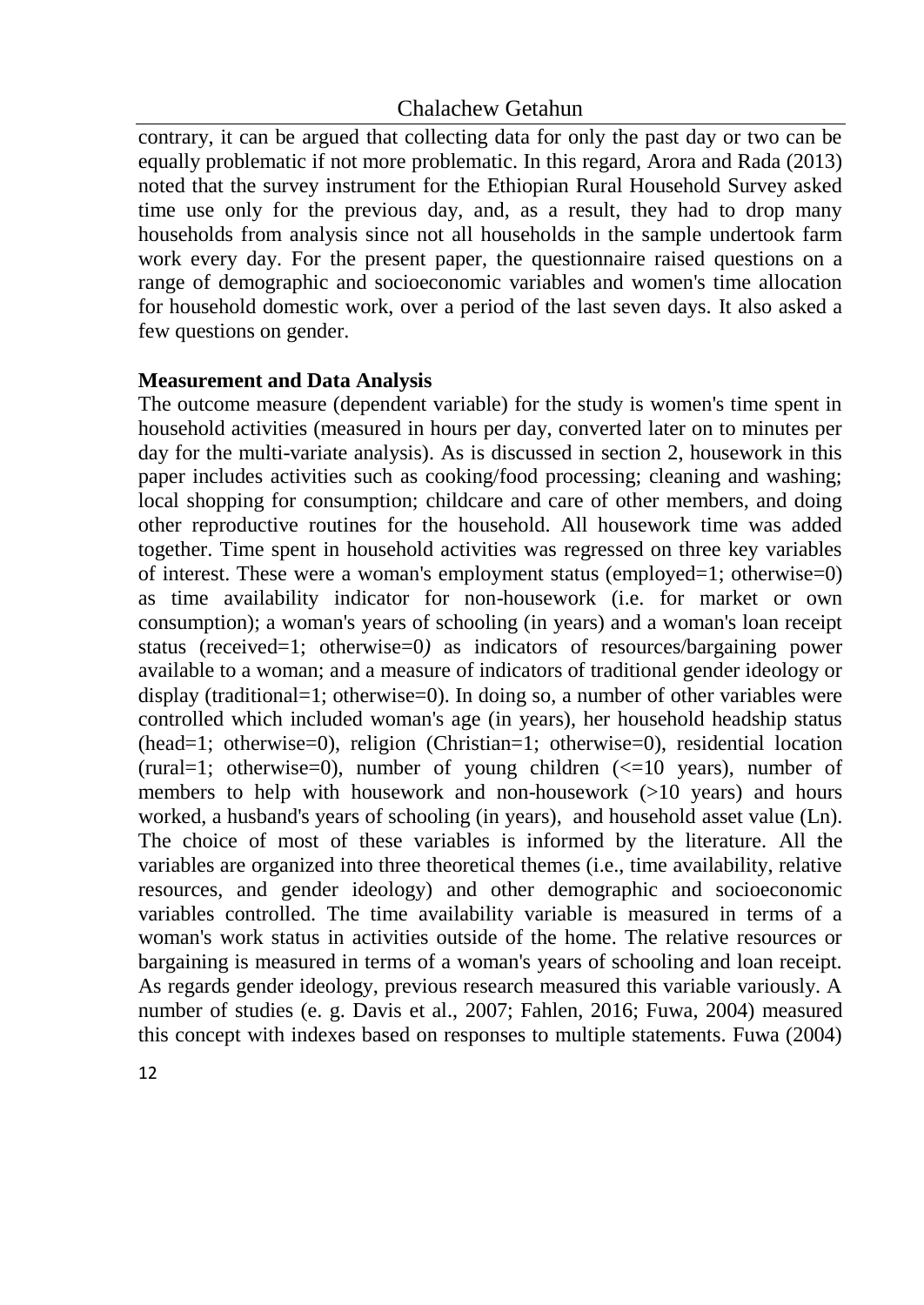contrary, it can be argued that collecting data for only the past day or two can be equally problematic if not more problematic. In this regard, Arora and Rada (2013) noted that the survey instrument for the Ethiopian Rural Household Survey asked time use only for the previous day, and, as a result, they had to drop many households from analysis since not all households in the sample undertook farm work every day. For the present paper, the questionnaire raised questions on a range of demographic and socioeconomic variables and women's time allocation for household domestic work, over a period of the last seven days. It also asked a few questions on gender.

**Measurement and Data Analysis**

The outcome measure (dependent variable) for the study is women's time spent in household activities (measured in hours per day, converted later on to minutes per day for the multi-variate analysis). As is discussed in section 2, housework in this paper includes activities such as cooking/food processing; cleaning and washing; local shopping for consumption; childcare and care of other members, and doing other reproductive routines for the household. All housework time was added together. Time spent in household activities was regressed on three key variables of interest. These were a woman's employment status (employed=1; otherwise=0) as time availability indicator for non-housework (i.e. for market or own consumption); a woman's years of schooling (in years) and a woman's loan receipt status (received=1; otherwise=0*)* as indicators of resources/bargaining power available to a woman; and a measure of indicators of traditional gender ideology or display (traditional=1; otherwise=0). In doing so, a number of other variables were controlled which included woman's age (in years), her household headship status (head=1; otherwise=0), religion (Christian=1; otherwise=0), residential location (rural=1; otherwise=0), number of young children (<=10 years), number of members to help with housework and non-housework (>10 years) and hours worked, a husband's years of schooling (in years), and household asset value (Ln). The choice of most of these variables is informed by the literature. All the variables are organized into three theoretical themes (i.e., time availability, relative resources, and gender ideology) and other demographic and socioeconomic variables controlled. The time availability variable is measured in terms of a woman's work status in activities outside of the home. The relative resources or bargaining is measured in terms of a woman's years of schooling and loan receipt. As regards gender ideology, previous research measured this variable variously. A number of studies (e. g. Davis et al., 2007; Fahlen, 2016; Fuwa, 2004) measured this concept with indexes based on responses to multiple statements. Fuwa (2004)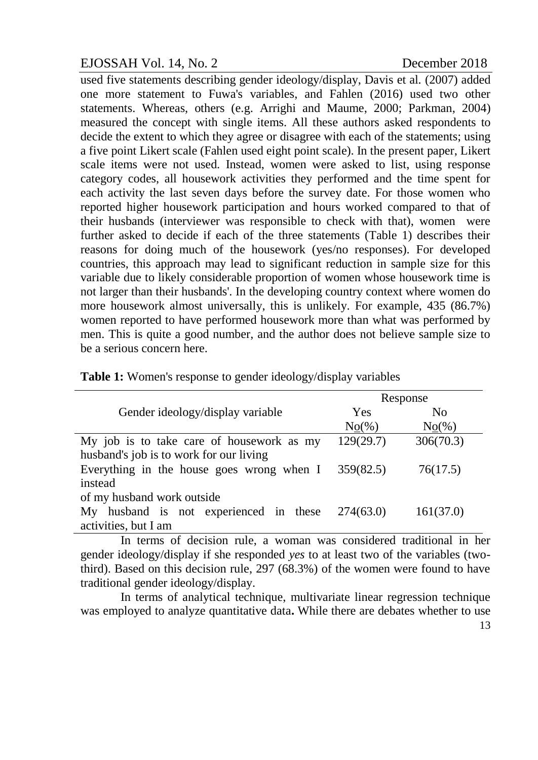used five statements describing gender ideology/display, Davis et al. (2007) added one more statement to Fuwa's variables, and Fahlen (2016) used two other statements. Whereas, others (e.g. Arrighi and Maume, 2000; Parkman, 2004) measured the concept with single items. All these authors asked respondents to decide the extent to which they agree or disagree with each of the statements; using a five point Likert scale (Fahlen used eight point scale). In the present paper, Likert scale items were not used. Instead, women were asked to list, using response category codes, all housework activities they performed and the time spent for each activity the last seven days before the survey date. For those women who reported higher housework participation and hours worked compared to that of their husbands (interviewer was responsible to check with that), women were further asked to decide if each of the three statements (Table 1) describes their reasons for doing much of the housework (yes/no responses). For developed countries, this approach may lead to significant reduction in sample size for this variable due to likely considerable proportion of women whose housework time is not larger than their husbands'. In the developing country context where women do more housework almost universally, this is unlikely. For example, 435 (86.7%) women reported to have performed housework more than what was performed by men. This is quite a good number, and the author does not believe sample size to be a serious concern here.

**Table 1:** Women's response to gender ideology/display variables

| Gender ideology/display variable | Response | |
|---|---|---|
| | Yes No(%) | No No(%) |
| My job is to take care of housework as my husband's job is to work for our living | 129(29.7) | 306(70.3) |
| Everything in the house goes wrong when I instead of my husband work outside | 359(82.5) | 76(17.5) |
| My husband is not experienced in these activities, but I am | 274(63.0) | 161(37.0) |

In terms of decision rule, a woman was considered traditional in her gender ideology/display if she responded *yes* to at least two of the variables (two-third). Based on this decision rule, 297 (68.3%) of the women were found to have traditional gender ideology/display.

In terms of analytical technique, multivariate linear regression technique was employed to analyze quantitative data**.** While there are debates whether to use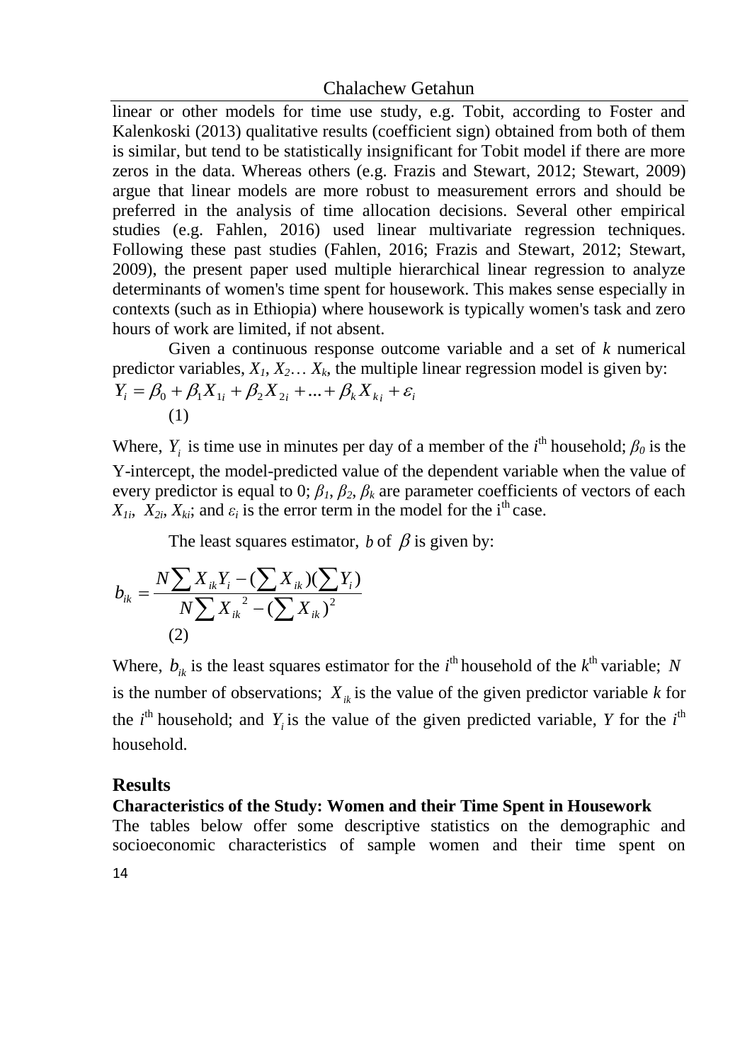linear or other models for time use study, e.g. Tobit, according to Foster and Kalenkoski (2013) qualitative results (coefficient sign) obtained from both of them is similar, but tend to be statistically insignificant for Tobit model if there are more zeros in the data. Whereas others (e.g. Frazis and Stewart, 2012; Stewart, 2009) argue that linear models are more robust to measurement errors and should be preferred in the analysis of time allocation decisions. Several other empirical studies (e.g. Fahlen, 2016) used linear multivariate regression techniques. Following these past studies (Fahlen, 2016; Frazis and Stewart, 2012; Stewart, 2009), the present paper used multiple hierarchical linear regression to analyze determinants of women's time spent for housework. This makes sense especially in contexts (such as in Ethiopia) where housework is typically women's task and zero hours of work are limited, if not absent.

Given a continuous response outcome variable and a set of $k$ numerical predictor variables, $X_1, X_2 \ldots X_k$, the multiple linear regression model is given by:

$$Y_i = \beta_0 + \beta_1 X_{1i} + \beta_2 X_{2i} + \ldots + \beta_k X_{ki} + \varepsilon_i \tag{1}$$

Where, $Y_i$ is time use in minutes per day of a member of the $i^{th}$ household; $\beta_0$ is the Y-intercept, the model-predicted value of the dependent variable when the value of every predictor is equal to 0; $\beta_1$, $\beta_2$, $\beta_k$ are parameter coefficients of vectors of each $X_{1i}$, $X_{2i}$, $X_{ki}$; and $\varepsilon_i$ is the error term in the model for the i$^{th}$ case.

The least squares estimator, $b$ of $\beta$ is given by:

$$b_{ik} = \frac{N\sum X_{ik}Y_i - (\sum X_{ik})(\sum Y_i)}{N\sum X_{ik}^{\ 2} - (\sum X_{ik})^2} \tag{2}$$

Where, $b_{ik}$ is the least squares estimator for the $i^{th}$ household of the $k^{th}$ variable; $N$ is the number of observations; $X_{ik}$ is the value of the given predictor variable $k$ for the $i^{th}$ household; and $Y_i$ is the value of the given predicted variable, $Y$ for the $i^{th}$ household.

## Results

### Characteristics of the Study: Women and their Time Spent in Housework

The tables below offer some descriptive statistics on the demographic and socioeconomic characteristics of sample women and their time spent on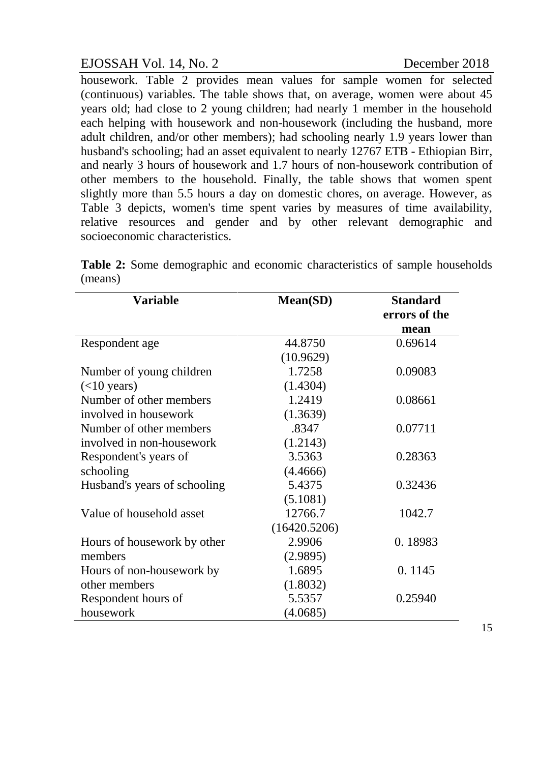housework. Table 2 provides mean values for sample women for selected (continuous) variables. The table shows that, on average, women were about 45 years old; had close to 2 young children; had nearly 1 member in the household each helping with housework and non-housework (including the husband, more adult children, and/or other members); had schooling nearly 1.9 years lower than husband's schooling; had an asset equivalent to nearly 12767 ETB - Ethiopian Birr, and nearly 3 hours of housework and 1.7 hours of non-housework contribution of other members to the household. Finally, the table shows that women spent slightly more than 5.5 hours a day on domestic chores, on average. However, as Table 3 depicts, women's time spent varies by measures of time availability, relative resources and gender and by other relevant demographic and socioeconomic characteristics.

**Table 2:** Some demographic and economic characteristics of sample households (means)

| Variable | Mean(SD) | Standard errors of the mean |
|---|---|---|
| Respondent age | 44.8750 (10.9629) | 0.69614 |
| Number of young children (<10 years) | 1.7258 (1.4304) | 0.09083 |
| Number of other members involved in housework | 1.2419 (1.3639) | 0.08661 |
| Number of other members involved in non-housework | .8347 (1.2143) | 0.07711 |
| Respondent's years of schooling | 3.5363 (4.4666) | 0.28363 |
| Husband's years of schooling | 5.4375 (5.1081) | 0.32436 |
| Value of household asset | 12766.7 (16420.5206) | 1042.7 |
| Hours of housework by other members | 2.9906 (2.9895) | 0. 18983 |
| Hours of non-housework by other members | 1.6895 (1.8032) | 0. 1145 |
| Respondent hours of housework | 5.5357 (4.0685) | 0.25940 |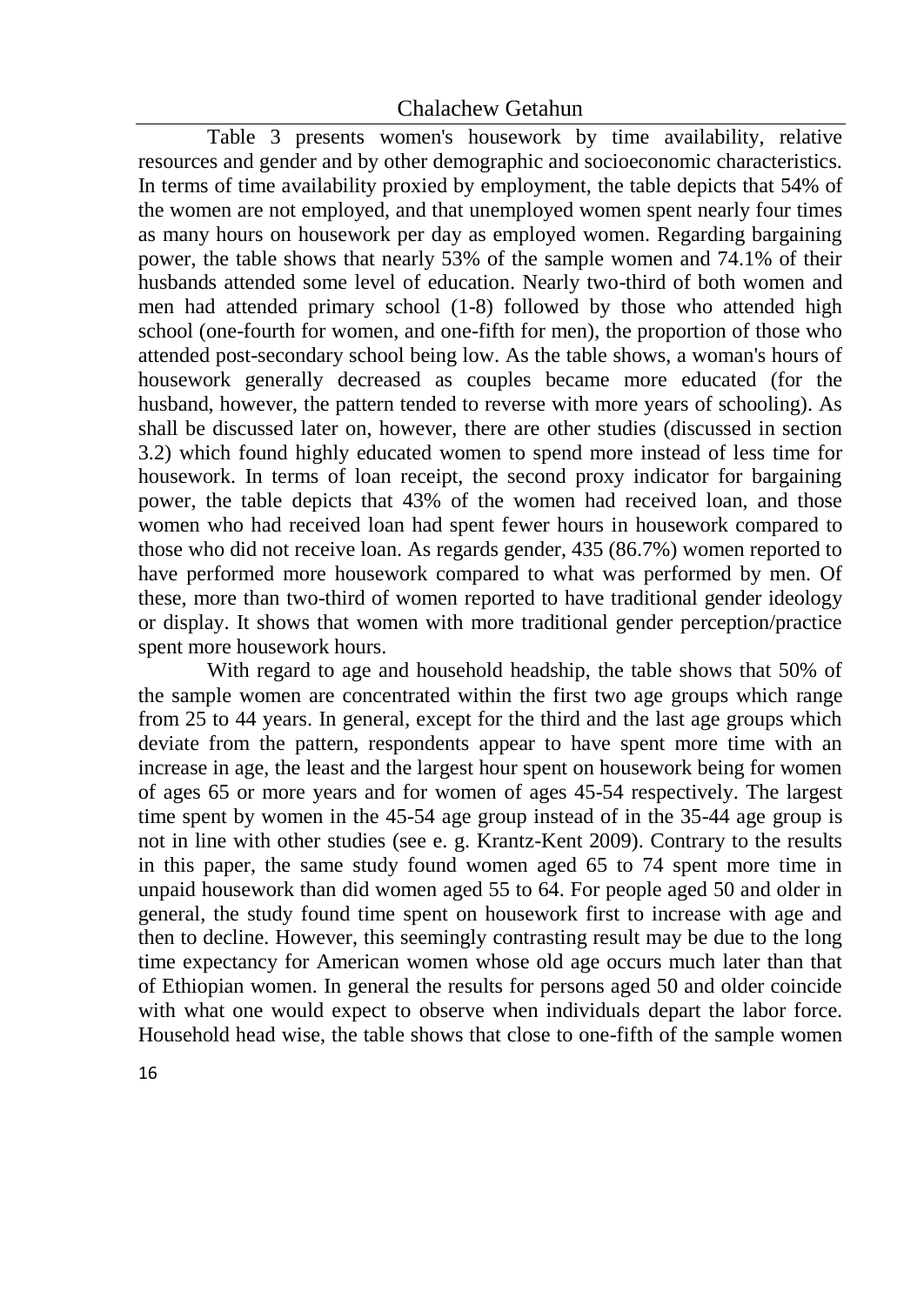Table 3 presents women's housework by time availability, relative resources and gender and by other demographic and socioeconomic characteristics. In terms of time availability proxied by employment, the table depicts that 54% of the women are not employed, and that unemployed women spent nearly four times as many hours on housework per day as employed women. Regarding bargaining power, the table shows that nearly 53% of the sample women and 74.1% of their husbands attended some level of education. Nearly two-third of both women and men had attended primary school (1-8) followed by those who attended high school (one-fourth for women, and one-fifth for men), the proportion of those who attended post-secondary school being low. As the table shows, a woman's hours of housework generally decreased as couples became more educated (for the husband, however, the pattern tended to reverse with more years of schooling). As shall be discussed later on, however, there are other studies (discussed in section 3.2) which found highly educated women to spend more instead of less time for housework. In terms of loan receipt, the second proxy indicator for bargaining power, the table depicts that 43% of the women had received loan, and those women who had received loan had spent fewer hours in housework compared to those who did not receive loan. As regards gender, 435 (86.7%) women reported to have performed more housework compared to what was performed by men. Of these, more than two-third of women reported to have traditional gender ideology or display. It shows that women with more traditional gender perception/practice spent more housework hours.

With regard to age and household headship, the table shows that 50% of the sample women are concentrated within the first two age groups which range from 25 to 44 years. In general, except for the third and the last age groups which deviate from the pattern, respondents appear to have spent more time with an increase in age, the least and the largest hour spent on housework being for women of ages 65 or more years and for women of ages 45-54 respectively. The largest time spent by women in the 45-54 age group instead of in the 35-44 age group is not in line with other studies (see e. g. Krantz-Kent 2009). Contrary to the results in this paper, the same study found women aged 65 to 74 spent more time in unpaid housework than did women aged 55 to 64. For people aged 50 and older in general, the study found time spent on housework first to increase with age and then to decline. However, this seemingly contrasting result may be due to the long time expectancy for American women whose old age occurs much later than that of Ethiopian women. In general the results for persons aged 50 and older coincide with what one would expect to observe when individuals depart the labor force. Household head wise, the table shows that close to one-fifth of the sample women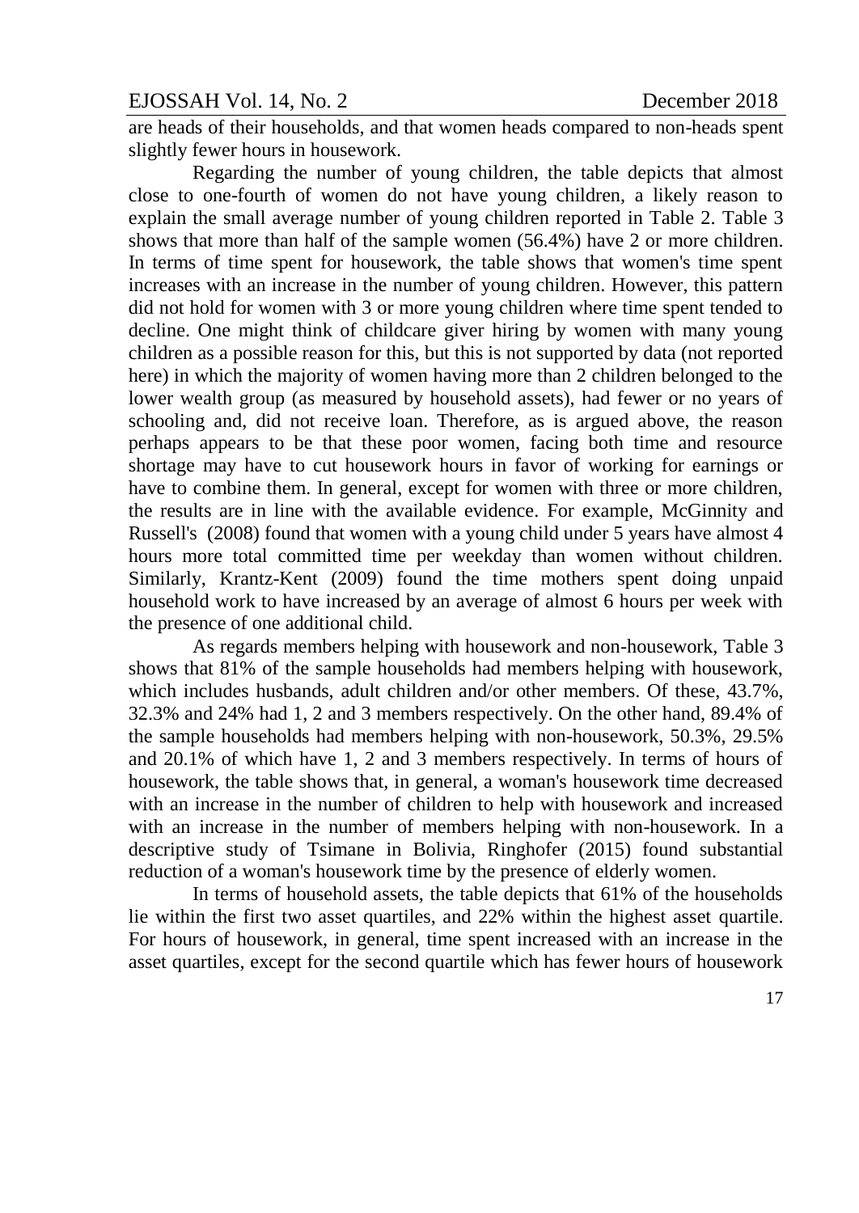are heads of their households, and that women heads compared to non-heads spent slightly fewer hours in housework.

Regarding the number of young children, the table depicts that almost close to one-fourth of women do not have young children, a likely reason to explain the small average number of young children reported in Table 2. Table 3 shows that more than half of the sample women (56.4%) have 2 or more children. In terms of time spent for housework, the table shows that women's time spent increases with an increase in the number of young children. However, this pattern did not hold for women with 3 or more young children where time spent tended to decline. One might think of childcare giver hiring by women with many young children as a possible reason for this, but this is not supported by data (not reported here) in which the majority of women having more than 2 children belonged to the lower wealth group (as measured by household assets), had fewer or no years of schooling and, did not receive loan. Therefore, as is argued above, the reason perhaps appears to be that these poor women, facing both time and resource shortage may have to cut housework hours in favor of working for earnings or have to combine them. In general, except for women with three or more children, the results are in line with the available evidence. For example, McGinnity and Russell's (2008) found that women with a young child under 5 years have almost 4 hours more total committed time per weekday than women without children. Similarly, Krantz-Kent (2009) found the time mothers spent doing unpaid household work to have increased by an average of almost 6 hours per week with the presence of one additional child.

As regards members helping with housework and non-housework, Table 3 shows that 81% of the sample households had members helping with housework, which includes husbands, adult children and/or other members. Of these, 43.7%, 32.3% and 24% had 1, 2 and 3 members respectively. On the other hand, 89.4% of the sample households had members helping with non-housework, 50.3%, 29.5% and 20.1% of which have 1, 2 and 3 members respectively. In terms of hours of housework, the table shows that, in general, a woman's housework time decreased with an increase in the number of children to help with housework and increased with an increase in the number of members helping with non-housework. In a descriptive study of Tsimane in Bolivia, Ringhofer (2015) found substantial reduction of a woman's housework time by the presence of elderly women.

In terms of household assets, the table depicts that 61% of the households lie within the first two asset quartiles, and 22% within the highest asset quartile. For hours of housework, in general, time spent increased with an increase in the asset quartiles, except for the second quartile which has fewer hours of housework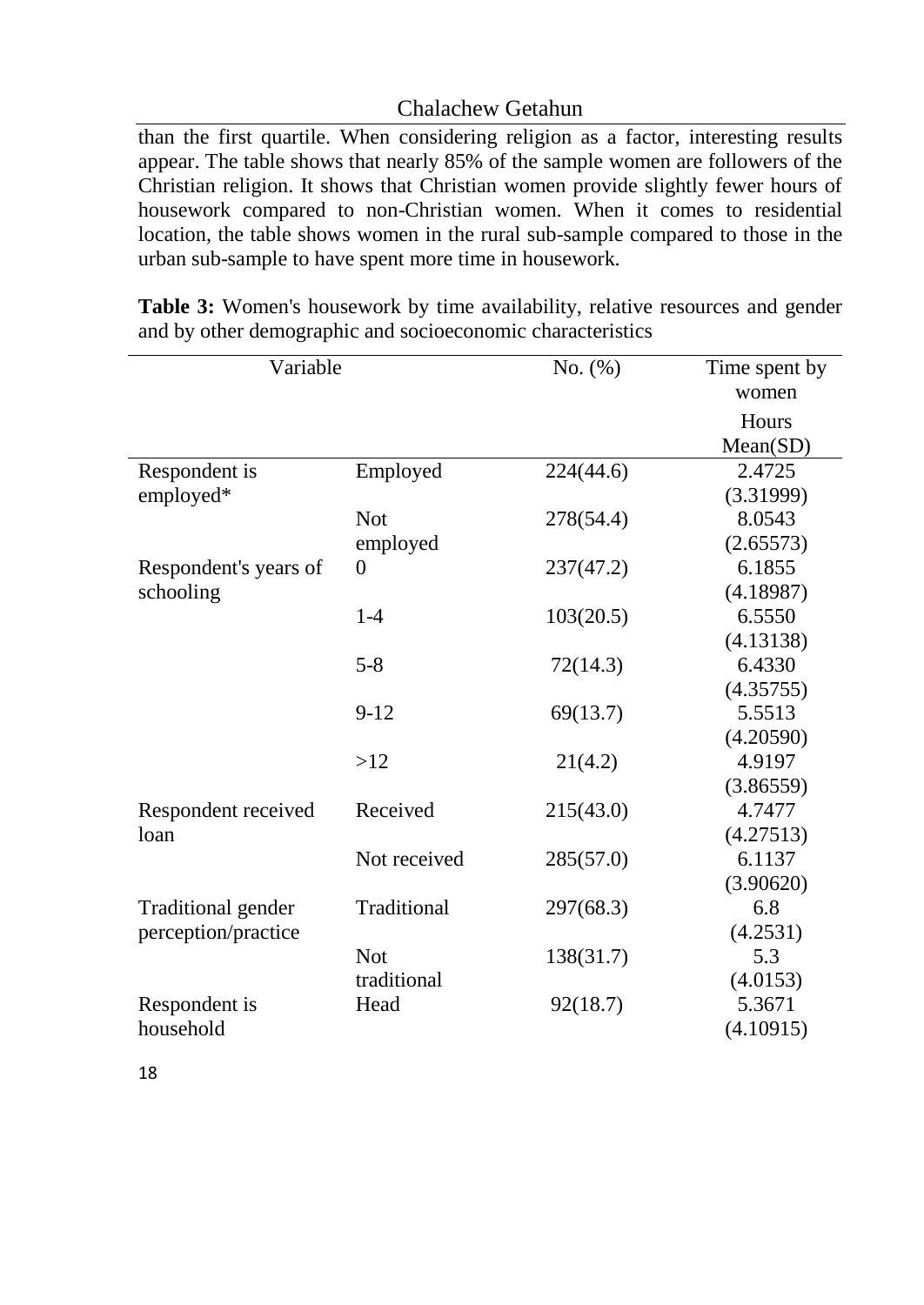than the first quartile. When considering religion as a factor, interesting results appear. The table shows that nearly 85% of the sample women are followers of the Christian religion. It shows that Christian women provide slightly fewer hours of housework compared to non-Christian women. When it comes to residential location, the table shows women in the rural sub-sample compared to those in the urban sub-sample to have spent more time in housework.

**Table 3:** Women's housework by time availability, relative resources and gender and by other demographic and socioeconomic characteristics

| Variable | | No. (%) | Time spent by women Hours Mean(SD) |
|---|---|---|---|
| Respondent is employed* | Employed | 224(44.6) | 2.4725 (3.31999) |
| | Not employed | 278(54.4) | 8.0543 (2.65573) |
| Respondent's years of schooling | 0 | 237(47.2) | 6.1855 (4.18987) |
| | 1-4 | 103(20.5) | 6.5550 (4.13138) |
| | 5-8 | 72(14.3) | 6.4330 (4.35755) |
| | 9-12 | 69(13.7) | 5.5513 (4.20590) |
| | >12 | 21(4.2) | 4.9197 (3.86559) |
| Respondent received loan | Received | 215(43.0) | 4.7477 (4.27513) |
| | Not received | 285(57.0) | 6.1137 (3.90620) |
| Traditional gender perception/practice | Traditional | 297(68.3) | 6.8 (4.2531) |
| | Not traditional | 138(31.7) | 5.3 (4.0153) |
| Respondent is household | Head | 92(18.7) | 5.3671 (4.10915) |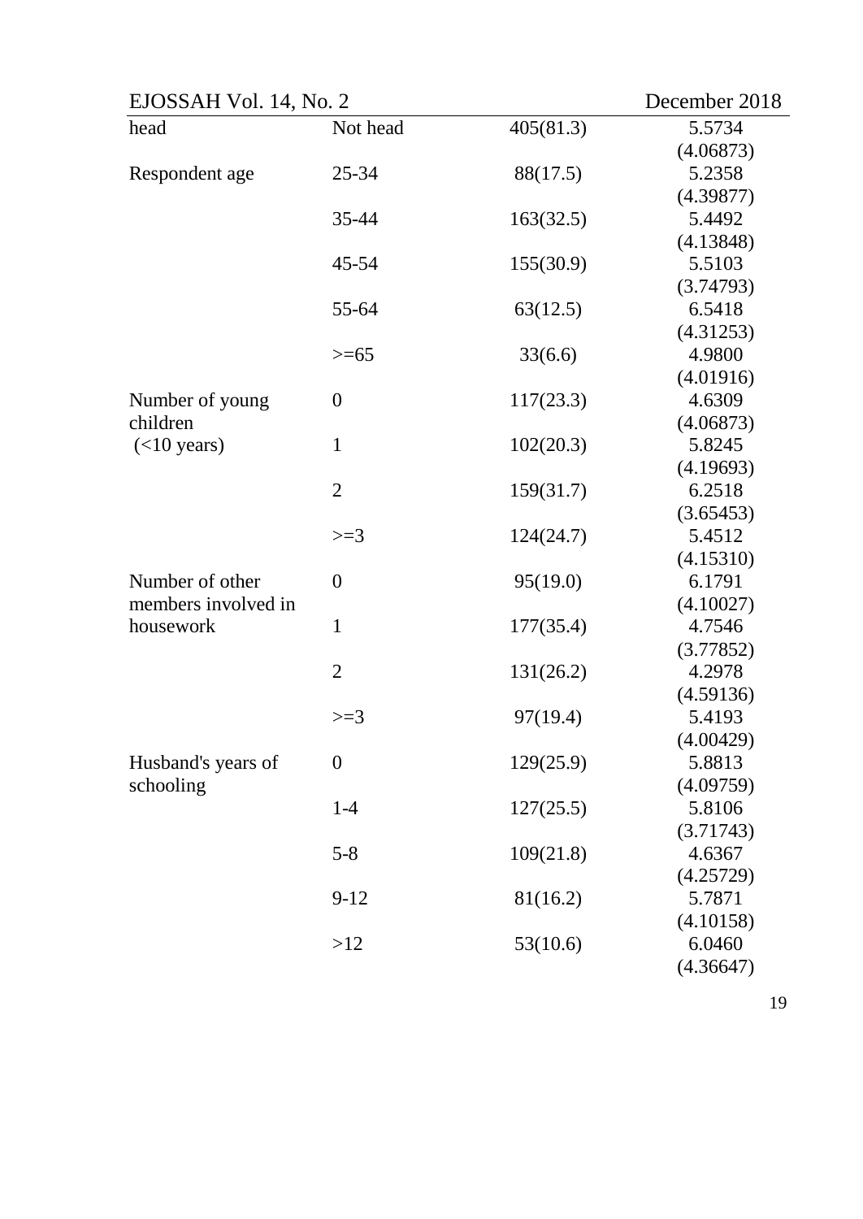| | | | |
|---|---|---|---|
| head | Not head | 405(81.3) | 5.5734 (4.06873) |
| Respondent age | 25-34 | 88(17.5) | 5.2358 (4.39877) |
| | 35-44 | 163(32.5) | 5.4492 (4.13848) |
| | 45-54 | 155(30.9) | 5.5103 (3.74793) |
| | 55-64 | 63(12.5) | 6.5418 (4.31253) |
| | >=65 | 33(6.6) | 4.9800 (4.01916) |
| Number of young children (<10 years) | 0 | 117(23.3) | 4.6309 (4.06873) |
| | 1 | 102(20.3) | 5.8245 (4.19693) |
| | 2 | 159(31.7) | 6.2518 (3.65453) |
| | >=3 | 124(24.7) | 5.4512 (4.15310) |
| Number of other members involved in housework | 0 | 95(19.0) | 6.1791 (4.10027) |
| | 1 | 177(35.4) | 4.7546 (3.77852) |
| | 2 | 131(26.2) | 4.2978 (4.59136) |
| | >=3 | 97(19.4) | 5.4193 (4.00429) |
| Husband's years of schooling | 0 | 129(25.9) | 5.8813 (4.09759) |
| | 1-4 | 127(25.5) | 5.8106 (3.71743) |
| | 5-8 | 109(21.8) | 4.6367 (4.25729) |
| | 9-12 | 81(16.2) | 5.7871 (4.10158) |
| | >12 | 53(10.6) | 6.0460 (4.36647) |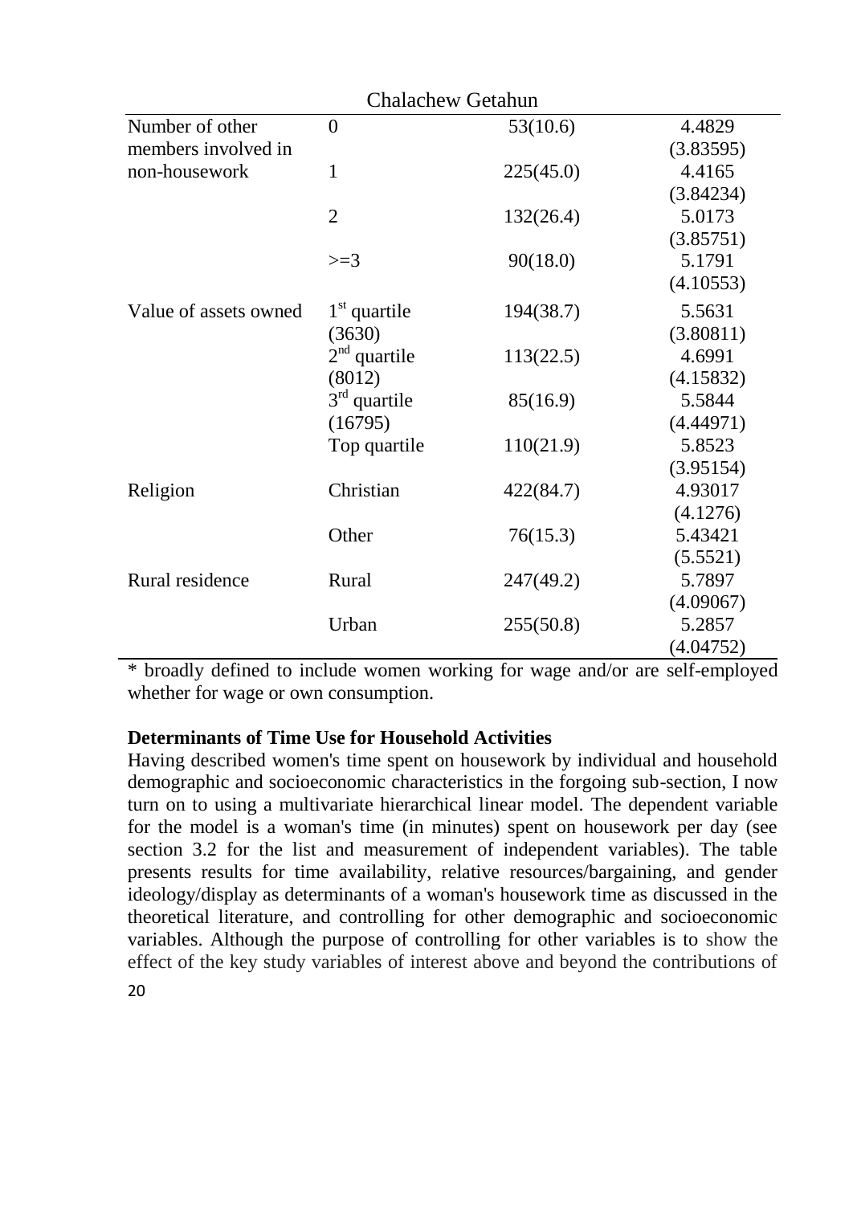| | | | |
|---|---|---|---|
| Number of other members involved in non-housework | 0 | 53(10.6) | 4.4829 (3.83595) |
| | 1 | 225(45.0) | 4.4165 (3.84234) |
| | 2 | 132(26.4) | 5.0173 (3.85751) |
| | >=3 | 90(18.0) | 5.1791 (4.10553) |
| Value of assets owned | 1st quartile (3630) | 194(38.7) | 5.5631 (3.80811) |
| | 2nd quartile (8012) | 113(22.5) | 4.6991 (4.15832) |
| | 3rd quartile (16795) | 85(16.9) | 5.5844 (4.44971) |
| | Top quartile | 110(21.9) | 5.8523 (3.95154) |
| Religion | Christian | 422(84.7) | 4.93017 (4.1276) |
| | Other | 76(15.3) | 5.43421 (5.5521) |
| Rural residence | Rural | 247(49.2) | 5.7897 (4.09067) |
| | Urban | 255(50.8) | 5.2857 (4.04752) |

* broadly defined to include women working for wage and/or are self-employed whether for wage or own consumption.

**Determinants of Time Use for Household Activities**

Having described women's time spent on housework by individual and household demographic and socioeconomic characteristics in the forgoing sub-section, I now turn on to using a multivariate hierarchical linear model. The dependent variable for the model is a woman's time (in minutes) spent on housework per day (see section 3.2 for the list and measurement of independent variables). The table presents results for time availability, relative resources/bargaining, and gender ideology/display as determinants of a woman's housework time as discussed in the theoretical literature, and controlling for other demographic and socioeconomic variables. Although the purpose of controlling for other variables is to show the effect of the key study variables of interest above and beyond the contributions of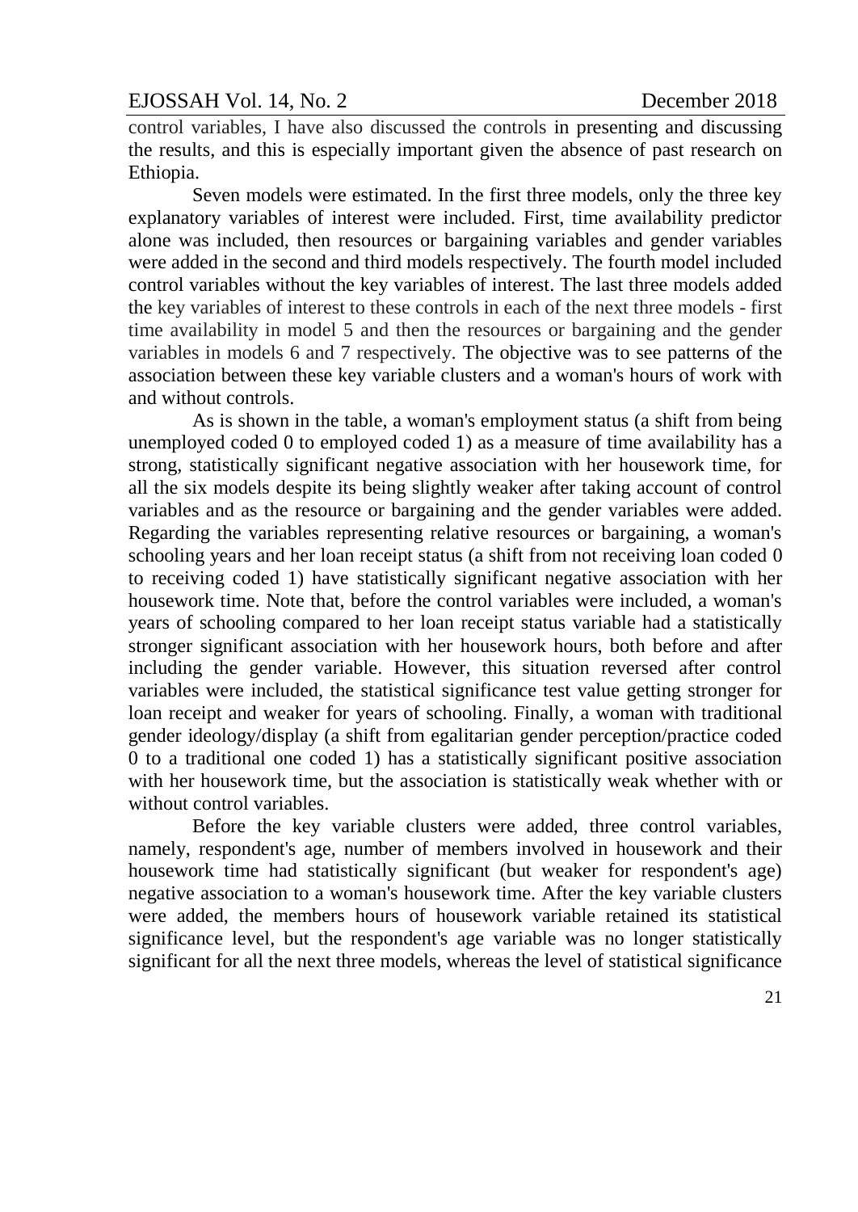control variables, I have also discussed the controls in presenting and discussing the results, and this is especially important given the absence of past research on Ethiopia.

Seven models were estimated. In the first three models, only the three key explanatory variables of interest were included. First, time availability predictor alone was included, then resources or bargaining variables and gender variables were added in the second and third models respectively. The fourth model included control variables without the key variables of interest. The last three models added the key variables of interest to these controls in each of the next three models - first time availability in model 5 and then the resources or bargaining and the gender variables in models 6 and 7 respectively. The objective was to see patterns of the association between these key variable clusters and a woman's hours of work with and without controls.

As is shown in the table, a woman's employment status (a shift from being unemployed coded 0 to employed coded 1) as a measure of time availability has a strong, statistically significant negative association with her housework time, for all the six models despite its being slightly weaker after taking account of control variables and as the resource or bargaining and the gender variables were added. Regarding the variables representing relative resources or bargaining, a woman's schooling years and her loan receipt status (a shift from not receiving loan coded 0 to receiving coded 1) have statistically significant negative association with her housework time. Note that, before the control variables were included, a woman's years of schooling compared to her loan receipt status variable had a statistically stronger significant association with her housework hours, both before and after including the gender variable. However, this situation reversed after control variables were included, the statistical significance test value getting stronger for loan receipt and weaker for years of schooling. Finally, a woman with traditional gender ideology/display (a shift from egalitarian gender perception/practice coded 0 to a traditional one coded 1) has a statistically significant positive association with her housework time, but the association is statistically weak whether with or without control variables.

Before the key variable clusters were added, three control variables, namely, respondent's age, number of members involved in housework and their housework time had statistically significant (but weaker for respondent's age) negative association to a woman's housework time. After the key variable clusters were added, the members hours of housework variable retained its statistical significance level, but the respondent's age variable was no longer statistically significant for all the next three models, whereas the level of statistical significance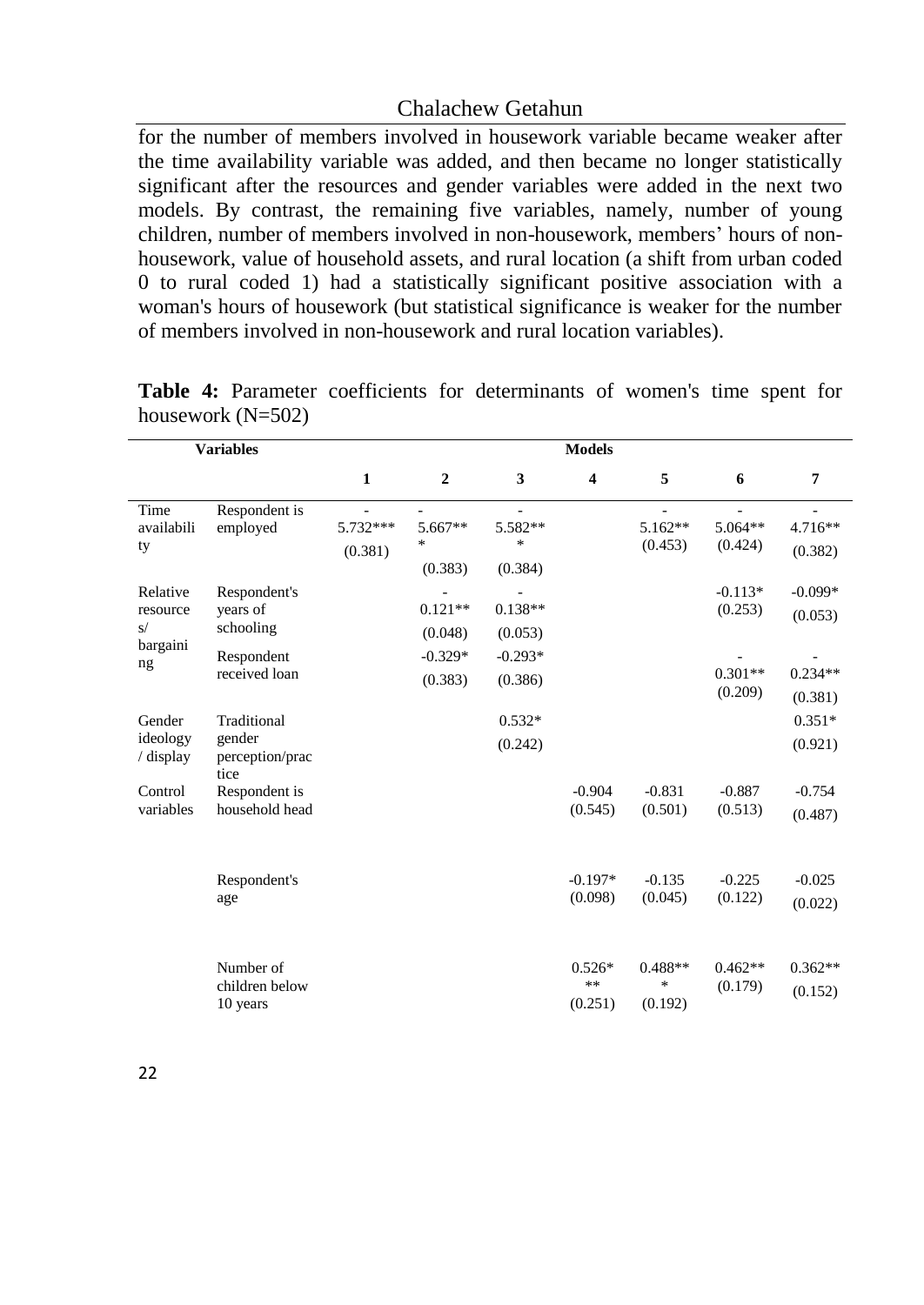for the number of members involved in housework variable became weaker after the time availability variable was added, and then became no longer statistically significant after the resources and gender variables were added in the next two models. By contrast, the remaining five variables, namely, number of young children, number of members involved in non-housework, members' hours of non-housework, value of household assets, and rural location (a shift from urban coded 0 to rural coded 1) had a statistically significant positive association with a woman's hours of housework (but statistical significance is weaker for the number of members involved in non-housework and rural location variables).

**Table 4:** Parameter coefficients for determinants of women's time spent for housework (N=502)

| Variables | | Models | | | | | | |
|---|---|---|---|---|---|---|---|---|
| | | 1 | 2 | 3 | 4 | 5 | 6 | 7 |
| Time availability | Respondent is employed | -5.732*** (0.381) | -5.667*** (0.383) | -5.582*** (0.384) | | -5.162** (0.453) | -5.064** (0.424) | -4.716** (0.382) |
| Relative resources/ bargaining | Respondent's years of schooling | | -0.121** (0.048) | -0.138** (0.053) | | | -0.113* (0.253) | -0.099* (0.053) |
| | Respondent received loan | | -0.329* (0.383) | -0.293* (0.386) | | | -0.301** (0.209) | -0.234** (0.381) |
| Gender ideology / display | Traditional gender perception/practice | | | 0.532* (0.242) | | | | 0.351* (0.921) |
| Control variables | Respondent is household head | | | | -0.904 (0.545) | -0.831 (0.501) | -0.887 (0.513) | -0.754 (0.487) |
| | Respondent's age | | | | -0.197* (0.098) | -0.135 (0.045) | -0.225 (0.122) | -0.025 (0.022) |
| | Number of children below 10 years | | | | 0.526*** (0.251) | 0.488*** (0.192) | 0.462** (0.179) | 0.362** (0.152) |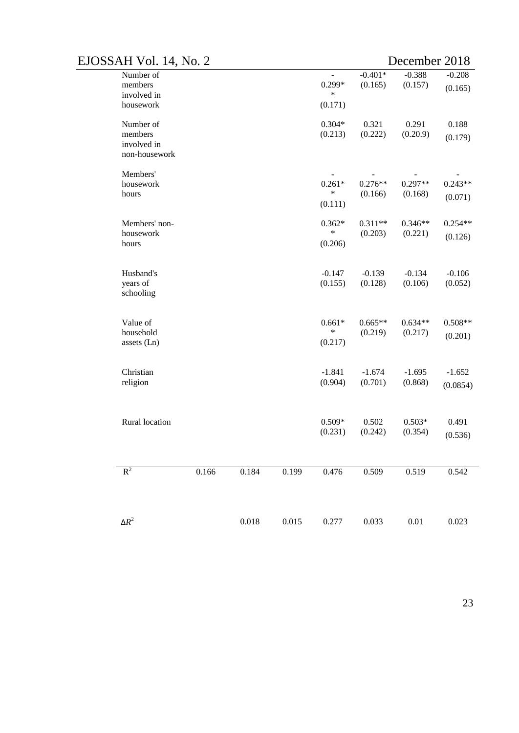| | | | | | | | |
|---|---|---|---|---|---|---|---|
| Number of members involved in housework | | | | -0.299** (0.171) | -0.401* (0.165) | -0.388 (0.157) | -0.208 (0.165) |
| Number of members involved in non-housework | | | | 0.304* (0.213) | 0.321 (0.222) | 0.291 (0.20.9) | 0.188 (0.179) |
| Members' housework hours | | | | -0.261** (0.111) | -0.276** (0.166) | -0.297** (0.168) | -0.243** (0.071) |
| Members' non-housework hours | | | | 0.362** (0.206) | 0.311** (0.203) | 0.346** (0.221) | 0.254** (0.126) |
| Husband's years of schooling | | | | -0.147 (0.155) | -0.139 (0.128) | -0.134 (0.106) | -0.106 (0.052) |
| Value of household assets (Ln) | | | | 0.661** (0.217) | 0.665** (0.219) | 0.634** (0.217) | 0.508** (0.201) |
| Christian religion | | | | -1.841 (0.904) | -1.674 (0.701) | -1.695 (0.868) | -1.652 (0.0854) |
| Rural location | | | | 0.509* (0.231) | 0.502 (0.242) | 0.503* (0.354) | 0.491 (0.536) |
| $R^2$ | 0.166 | 0.184 | 0.199 | 0.476 | 0.509 | 0.519 | 0.542 |
| $\Delta R^2$ | | 0.018 | 0.015 | 0.277 | 0.033 | 0.01 | 0.023 |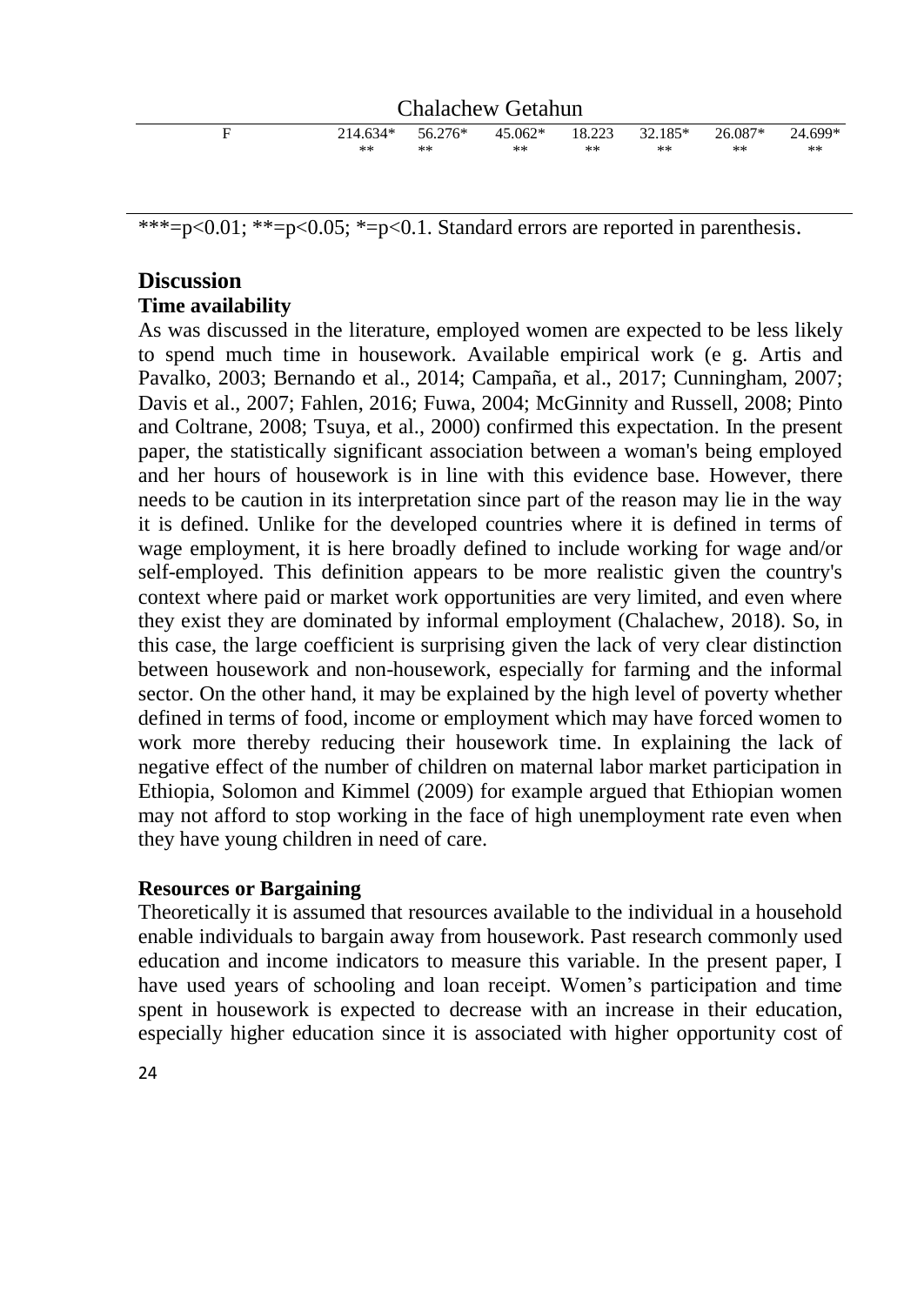| F | 214.634*** | 56.276*** | 45.062*** | 18.223** | 32.185*** | 26.087*** | 24.699*** |
|---|---|---|---|---|---|---|---|

***=p<0.01; **=p<0.05; *=p<0.1. Standard errors are reported in parenthesis.

## Discussion

### Time availability

As was discussed in the literature, employed women are expected to be less likely to spend much time in housework. Available empirical work (e g. Artis and Pavalko, 2003; Bernando et al., 2014; Campaña, et al., 2017; Cunningham, 2007; Davis et al., 2007; Fahlen, 2016; Fuwa, 2004; McGinnity and Russell, 2008; Pinto and Coltrane, 2008; Tsuya, et al., 2000) confirmed this expectation. In the present paper, the statistically significant association between a woman's being employed and her hours of housework is in line with this evidence base. However, there needs to be caution in its interpretation since part of the reason may lie in the way it is defined. Unlike for the developed countries where it is defined in terms of wage employment, it is here broadly defined to include working for wage and/or self-employed. This definition appears to be more realistic given the country's context where paid or market work opportunities are very limited, and even where they exist they are dominated by informal employment (Chalachew, 2018). So, in this case, the large coefficient is surprising given the lack of very clear distinction between housework and non-housework, especially for farming and the informal sector. On the other hand, it may be explained by the high level of poverty whether defined in terms of food, income or employment which may have forced women to work more thereby reducing their housework time. In explaining the lack of negative effect of the number of children on maternal labor market participation in Ethiopia, Solomon and Kimmel (2009) for example argued that Ethiopian women may not afford to stop working in the face of high unemployment rate even when they have young children in need of care.

### Resources or Bargaining

Theoretically it is assumed that resources available to the individual in a household enable individuals to bargain away from housework. Past research commonly used education and income indicators to measure this variable. In the present paper, I have used years of schooling and loan receipt. Women's participation and time spent in housework is expected to decrease with an increase in their education, especially higher education since it is associated with higher opportunity cost of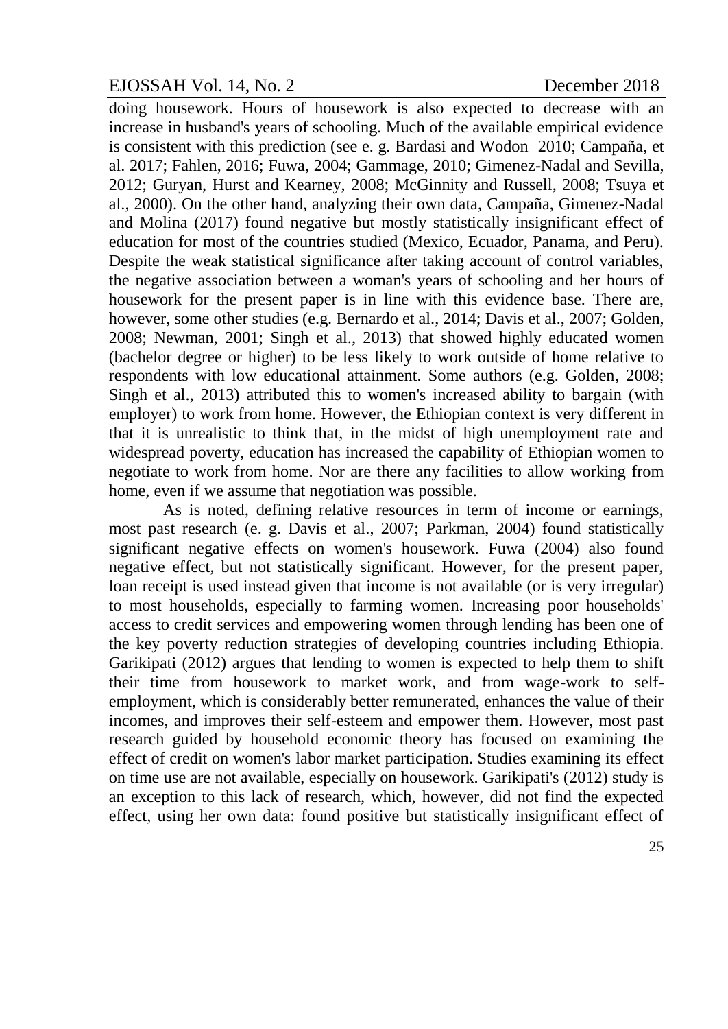doing housework. Hours of housework is also expected to decrease with an increase in husband's years of schooling. Much of the available empirical evidence is consistent with this prediction (see e. g. Bardasi and Wodon 2010; Campaña, et al. 2017; Fahlen, 2016; Fuwa, 2004; Gammage, 2010; Gimenez-Nadal and Sevilla, 2012; Guryan, Hurst and Kearney, 2008; McGinnity and Russell, 2008; Tsuya et al., 2000). On the other hand, analyzing their own data, Campaña, Gimenez-Nadal and Molina (2017) found negative but mostly statistically insignificant effect of education for most of the countries studied (Mexico, Ecuador, Panama, and Peru). Despite the weak statistical significance after taking account of control variables, the negative association between a woman's years of schooling and her hours of housework for the present paper is in line with this evidence base. There are, however, some other studies (e.g. Bernardo et al., 2014; Davis et al., 2007; Golden, 2008; Newman, 2001; Singh et al., 2013) that showed highly educated women (bachelor degree or higher) to be less likely to work outside of home relative to respondents with low educational attainment. Some authors (e.g. Golden, 2008; Singh et al., 2013) attributed this to women's increased ability to bargain (with employer) to work from home. However, the Ethiopian context is very different in that it is unrealistic to think that, in the midst of high unemployment rate and widespread poverty, education has increased the capability of Ethiopian women to negotiate to work from home. Nor are there any facilities to allow working from home, even if we assume that negotiation was possible.

As is noted, defining relative resources in term of income or earnings, most past research (e. g. Davis et al., 2007; Parkman, 2004) found statistically significant negative effects on women's housework. Fuwa (2004) also found negative effect, but not statistically significant. However, for the present paper, loan receipt is used instead given that income is not available (or is very irregular) to most households, especially to farming women. Increasing poor households' access to credit services and empowering women through lending has been one of the key poverty reduction strategies of developing countries including Ethiopia. Garikipati (2012) argues that lending to women is expected to help them to shift their time from housework to market work, and from wage-work to self-employment, which is considerably better remunerated, enhances the value of their incomes, and improves their self-esteem and empower them. However, most past research guided by household economic theory has focused on examining the effect of credit on women's labor market participation. Studies examining its effect on time use are not available, especially on housework. Garikipati's (2012) study is an exception to this lack of research, which, however, did not find the expected effect, using her own data: found positive but statistically insignificant effect of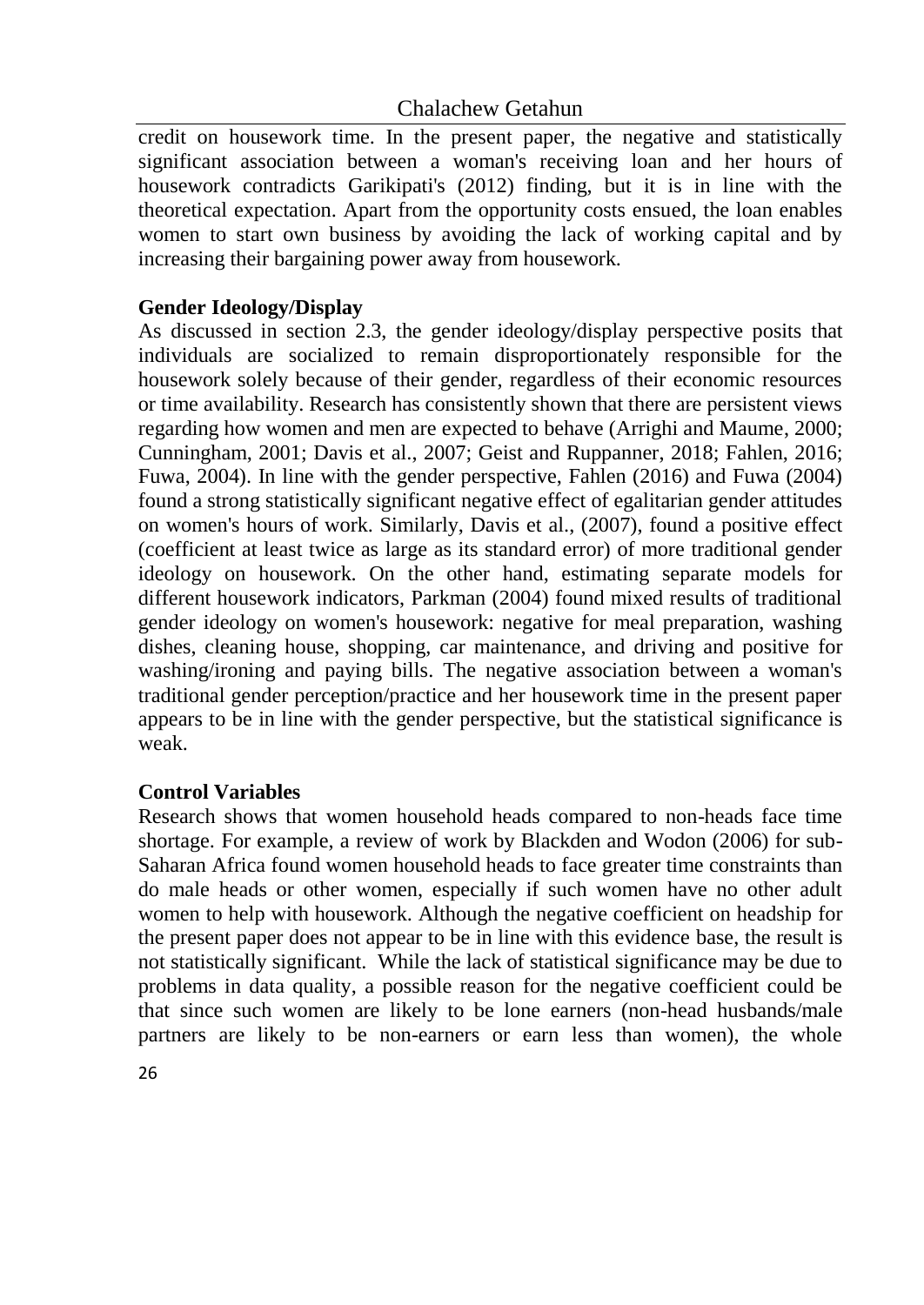credit on housework time. In the present paper, the negative and statistically significant association between a woman's receiving loan and her hours of housework contradicts Garikipati's (2012) finding, but it is in line with the theoretical expectation. Apart from the opportunity costs ensued, the loan enables women to start own business by avoiding the lack of working capital and by increasing their bargaining power away from housework.

**Gender Ideology/Display**

As discussed in section 2.3, the gender ideology/display perspective posits that individuals are socialized to remain disproportionately responsible for the housework solely because of their gender, regardless of their economic resources or time availability. Research has consistently shown that there are persistent views regarding how women and men are expected to behave (Arrighi and Maume, 2000; Cunningham, 2001; Davis et al., 2007; Geist and Ruppanner, 2018; Fahlen, 2016; Fuwa, 2004). In line with the gender perspective, Fahlen (2016) and Fuwa (2004) found a strong statistically significant negative effect of egalitarian gender attitudes on women's hours of work. Similarly, Davis et al., (2007), found a positive effect (coefficient at least twice as large as its standard error) of more traditional gender ideology on housework. On the other hand, estimating separate models for different housework indicators, Parkman (2004) found mixed results of traditional gender ideology on women's housework: negative for meal preparation, washing dishes, cleaning house, shopping, car maintenance, and driving and positive for washing/ironing and paying bills. The negative association between a woman's traditional gender perception/practice and her housework time in the present paper appears to be in line with the gender perspective, but the statistical significance is weak.

**Control Variables**

Research shows that women household heads compared to non-heads face time shortage. For example, a review of work by Blackden and Wodon (2006) for sub-Saharan Africa found women household heads to face greater time constraints than do male heads or other women, especially if such women have no other adult women to help with housework. Although the negative coefficient on headship for the present paper does not appear to be in line with this evidence base, the result is not statistically significant. While the lack of statistical significance may be due to problems in data quality, a possible reason for the negative coefficient could be that since such women are likely to be lone earners (non-head husbands/male partners are likely to be non-earners or earn less than women), the whole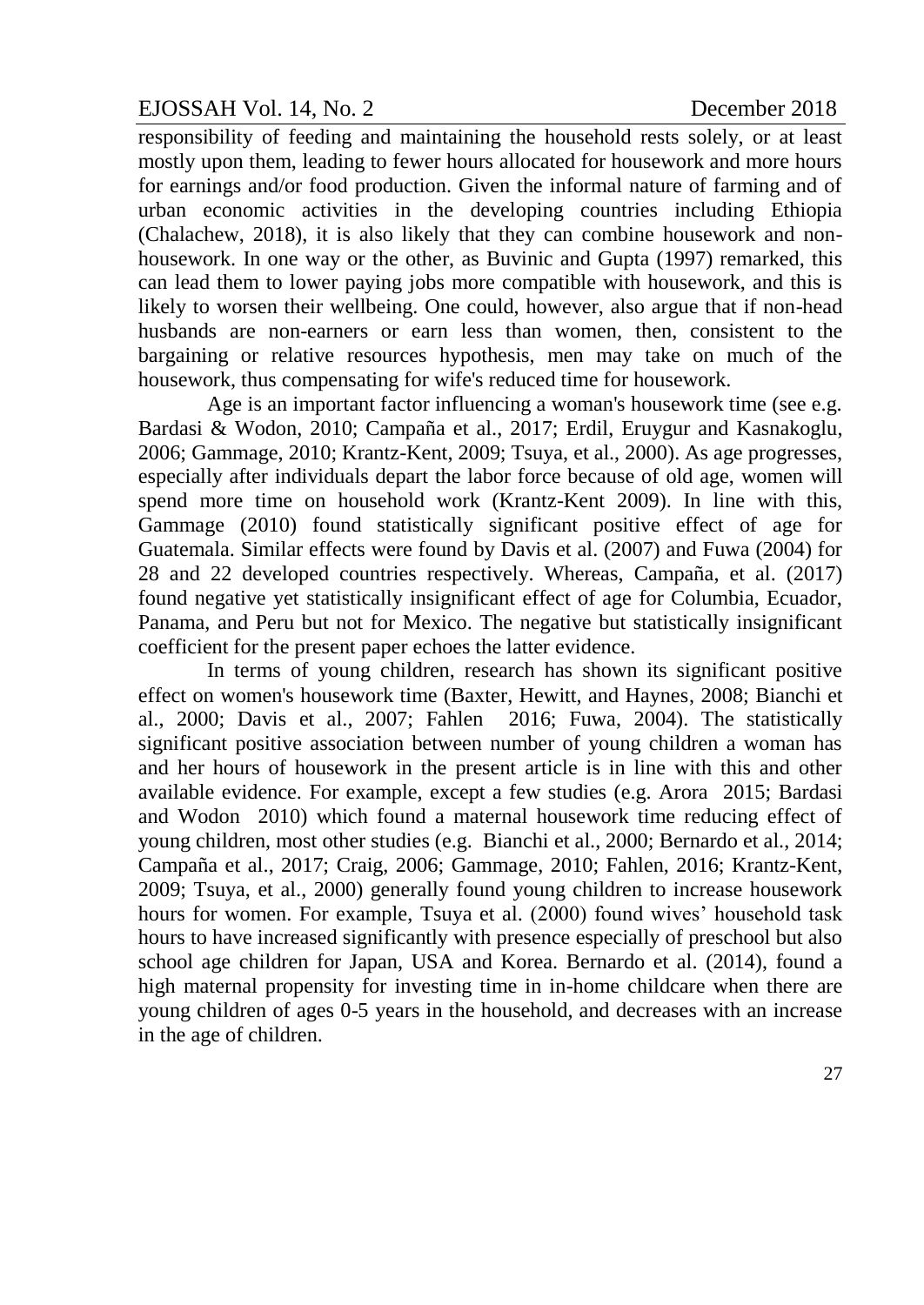responsibility of feeding and maintaining the household rests solely, or at least mostly upon them, leading to fewer hours allocated for housework and more hours for earnings and/or food production. Given the informal nature of farming and of urban economic activities in the developing countries including Ethiopia (Chalachew, 2018), it is also likely that they can combine housework and non-housework. In one way or the other, as Buvinic and Gupta (1997) remarked, this can lead them to lower paying jobs more compatible with housework, and this is likely to worsen their wellbeing. One could, however, also argue that if non-head husbands are non-earners or earn less than women, then, consistent to the bargaining or relative resources hypothesis, men may take on much of the housework, thus compensating for wife's reduced time for housework.

Age is an important factor influencing a woman's housework time (see e.g. Bardasi & Wodon, 2010; Campaña et al., 2017; Erdil, Eruygur and Kasnakoglu, 2006; Gammage, 2010; Krantz-Kent, 2009; Tsuya, et al., 2000). As age progresses, especially after individuals depart the labor force because of old age, women will spend more time on household work (Krantz-Kent 2009). In line with this, Gammage (2010) found statistically significant positive effect of age for Guatemala. Similar effects were found by Davis et al. (2007) and Fuwa (2004) for 28 and 22 developed countries respectively. Whereas, Campaña, et al. (2017) found negative yet statistically insignificant effect of age for Columbia, Ecuador, Panama, and Peru but not for Mexico. The negative but statistically insignificant coefficient for the present paper echoes the latter evidence.

In terms of young children, research has shown its significant positive effect on women's housework time (Baxter, Hewitt, and Haynes, 2008; Bianchi et al., 2000; Davis et al., 2007; Fahlen 2016; Fuwa, 2004). The statistically significant positive association between number of young children a woman has and her hours of housework in the present article is in line with this and other available evidence. For example, except a few studies (e.g. Arora 2015; Bardasi and Wodon 2010) which found a maternal housework time reducing effect of young children, most other studies (e.g. Bianchi et al., 2000; Bernardo et al., 2014; Campaña et al., 2017; Craig, 2006; Gammage, 2010; Fahlen, 2016; Krantz-Kent, 2009; Tsuya, et al., 2000) generally found young children to increase housework hours for women. For example, Tsuya et al. (2000) found wives' household task hours to have increased significantly with presence especially of preschool but also school age children for Japan, USA and Korea. Bernardo et al. (2014), found a high maternal propensity for investing time in in-home childcare when there are young children of ages 0-5 years in the household, and decreases with an increase in the age of children.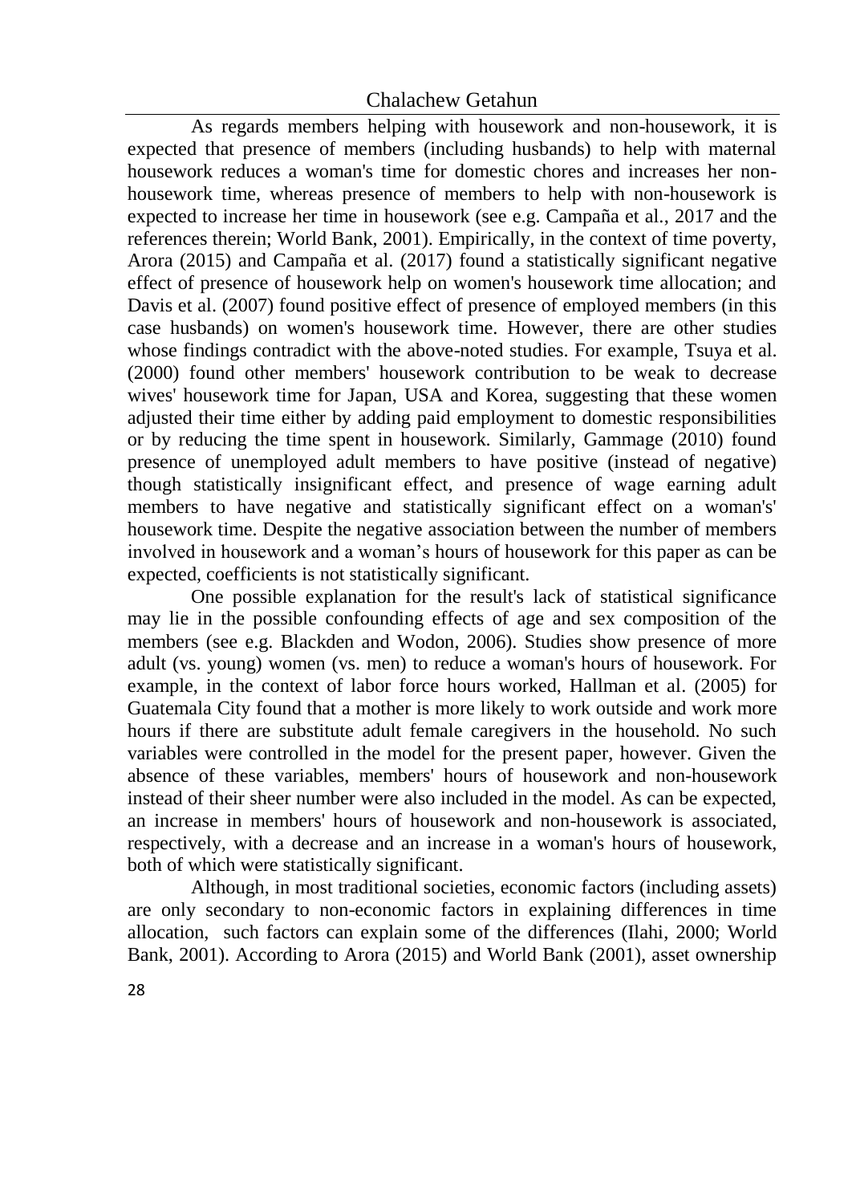As regards members helping with housework and non-housework, it is expected that presence of members (including husbands) to help with maternal housework reduces a woman's time for domestic chores and increases her non-housework time, whereas presence of members to help with non-housework is expected to increase her time in housework (see e.g. Campaña et al., 2017 and the references therein; World Bank, 2001). Empirically, in the context of time poverty, Arora (2015) and Campaña et al. (2017) found a statistically significant negative effect of presence of housework help on women's housework time allocation; and Davis et al. (2007) found positive effect of presence of employed members (in this case husbands) on women's housework time. However, there are other studies whose findings contradict with the above-noted studies. For example, Tsuya et al. (2000) found other members' housework contribution to be weak to decrease wives' housework time for Japan, USA and Korea, suggesting that these women adjusted their time either by adding paid employment to domestic responsibilities or by reducing the time spent in housework. Similarly, Gammage (2010) found presence of unemployed adult members to have positive (instead of negative) though statistically insignificant effect, and presence of wage earning adult members to have negative and statistically significant effect on a woman's' housework time. Despite the negative association between the number of members involved in housework and a woman's hours of housework for this paper as can be expected, coefficients is not statistically significant.

One possible explanation for the result's lack of statistical significance may lie in the possible confounding effects of age and sex composition of the members (see e.g. Blackden and Wodon, 2006). Studies show presence of more adult (vs. young) women (vs. men) to reduce a woman's hours of housework. For example, in the context of labor force hours worked, Hallman et al. (2005) for Guatemala City found that a mother is more likely to work outside and work more hours if there are substitute adult female caregivers in the household. No such variables were controlled in the model for the present paper, however. Given the absence of these variables, members' hours of housework and non-housework instead of their sheer number were also included in the model. As can be expected, an increase in members' hours of housework and non-housework is associated, respectively, with a decrease and an increase in a woman's hours of housework, both of which were statistically significant.

Although, in most traditional societies, economic factors (including assets) are only secondary to non-economic factors in explaining differences in time allocation, such factors can explain some of the differences (Ilahi, 2000; World Bank, 2001). According to Arora (2015) and World Bank (2001), asset ownership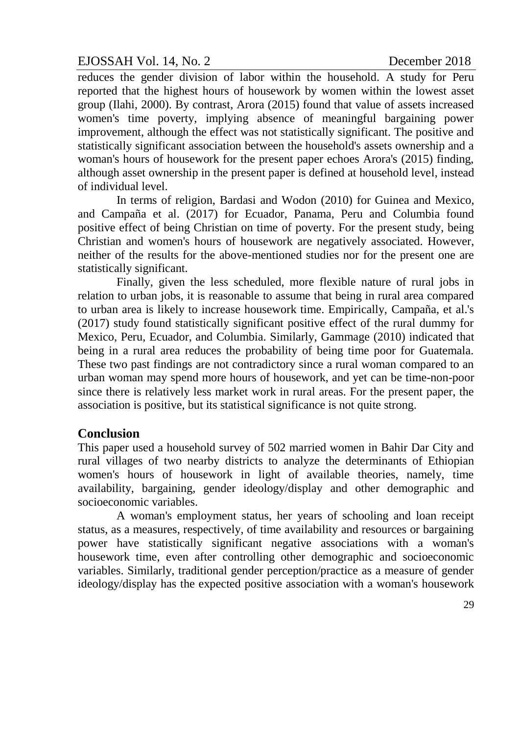reduces the gender division of labor within the household. A study for Peru reported that the highest hours of housework by women within the lowest asset group (Ilahi, 2000). By contrast, Arora (2015) found that value of assets increased women's time poverty, implying absence of meaningful bargaining power improvement, although the effect was not statistically significant. The positive and statistically significant association between the household's assets ownership and a woman's hours of housework for the present paper echoes Arora's (2015) finding, although asset ownership in the present paper is defined at household level, instead of individual level.

In terms of religion, Bardasi and Wodon (2010) for Guinea and Mexico, and Campaña et al. (2017) for Ecuador, Panama, Peru and Columbia found positive effect of being Christian on time of poverty. For the present study, being Christian and women's hours of housework are negatively associated. However, neither of the results for the above-mentioned studies nor for the present one are statistically significant.

Finally, given the less scheduled, more flexible nature of rural jobs in relation to urban jobs, it is reasonable to assume that being in rural area compared to urban area is likely to increase housework time. Empirically, Campaña, et al.'s (2017) study found statistically significant positive effect of the rural dummy for Mexico, Peru, Ecuador, and Columbia. Similarly, Gammage (2010) indicated that being in a rural area reduces the probability of being time poor for Guatemala. These two past findings are not contradictory since a rural woman compared to an urban woman may spend more hours of housework, and yet can be time-non-poor since there is relatively less market work in rural areas. For the present paper, the association is positive, but its statistical significance is not quite strong.

## Conclusion

This paper used a household survey of 502 married women in Bahir Dar City and rural villages of two nearby districts to analyze the determinants of Ethiopian women's hours of housework in light of available theories, namely, time availability, bargaining, gender ideology/display and other demographic and socioeconomic variables.

A woman's employment status, her years of schooling and loan receipt status, as a measures, respectively, of time availability and resources or bargaining power have statistically significant negative associations with a woman's housework time, even after controlling other demographic and socioeconomic variables. Similarly, traditional gender perception/practice as a measure of gender ideology/display has the expected positive association with a woman's housework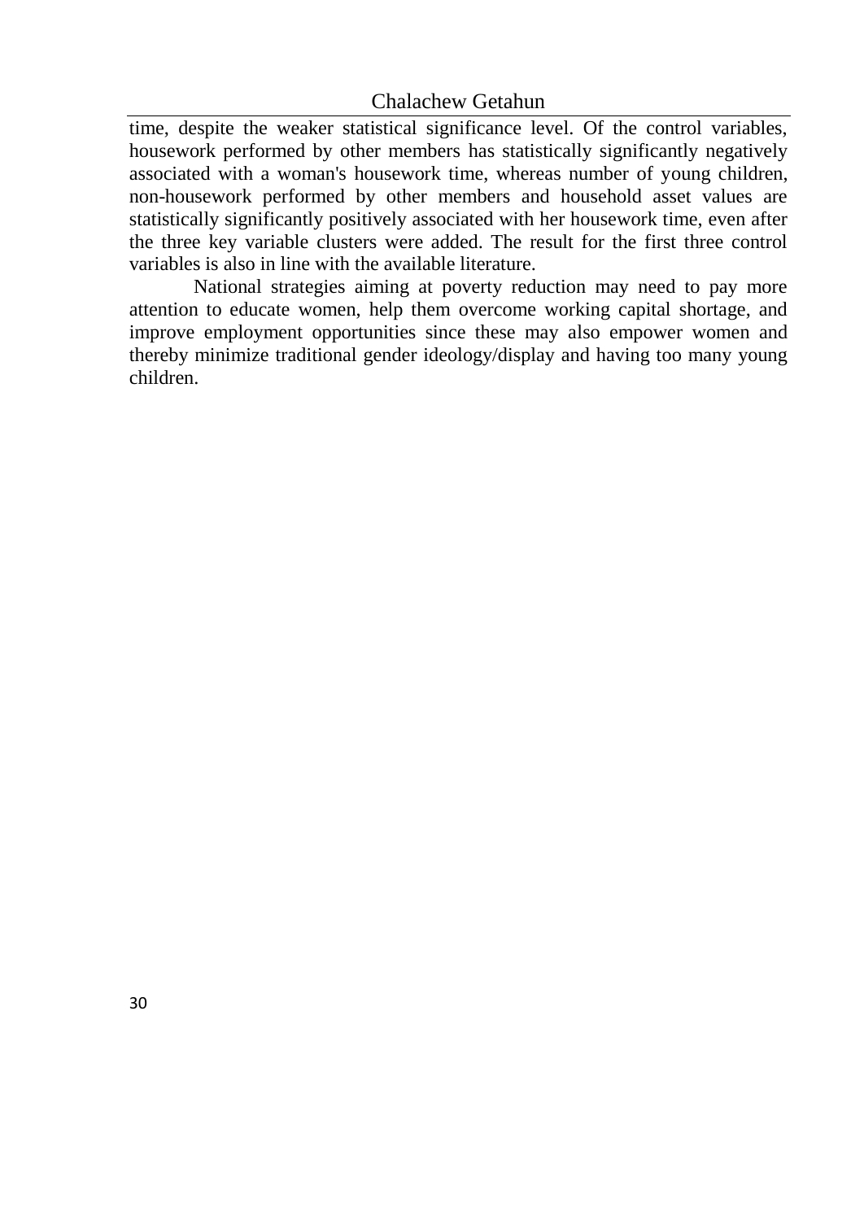time, despite the weaker statistical significance level. Of the control variables, housework performed by other members has statistically significantly negatively associated with a woman's housework time, whereas number of young children, non-housework performed by other members and household asset values are statistically significantly positively associated with her housework time, even after the three key variable clusters were added. The result for the first three control variables is also in line with the available literature.

National strategies aiming at poverty reduction may need to pay more attention to educate women, help them overcome working capital shortage, and improve employment opportunities since these may also empower women and thereby minimize traditional gender ideology/display and having too many young children.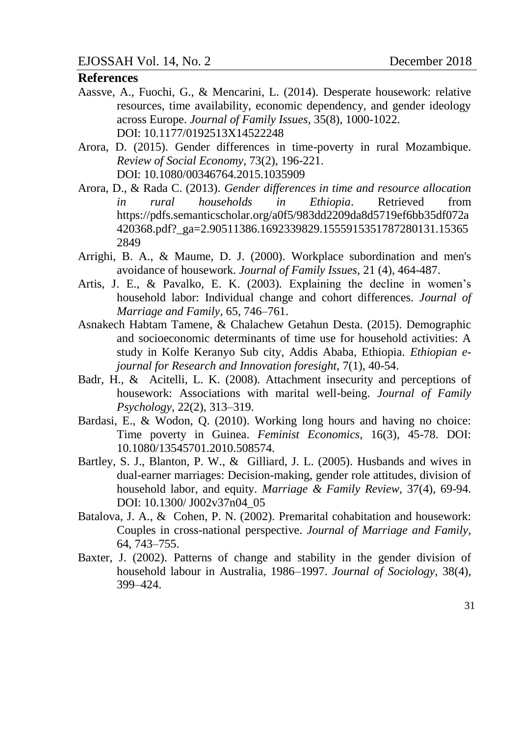## References

Aassve, A., Fuochi, G., & Mencarini, L. (2014). Desperate housework: relative resources, time availability, economic dependency, and gender ideology across Europe. *Journal of Family Issues*, 35(8), 1000-1022. DOI: 10.1177/0192513X14522248

Arora, D. (2015). Gender differences in time-poverty in rural Mozambique. *Review of Social Economy*, 73(2), 196-221. DOI: 10.1080/00346764.2015.1035909

Arora, D., & Rada C. (2013). *Gender differences in time and resource allocation in rural households in Ethiopia*. Retrieved from https://pdfs.semanticscholar.org/a0f5/983dd2209da8d5719ef6bb35df072a420368.pdf?_ga=2.90511386.1692339829.1555915351787280131.153652849

Arrighi, B. A., & Maume, D. J. (2000). Workplace subordination and men's avoidance of housework. *Journal of Family Issues*, 21 (4), 464-487.

Artis, J. E., & Pavalko, E. K. (2003). Explaining the decline in women's household labor: Individual change and cohort differences. *Journal of Marriage and Family*, 65, 746–761.

Asnakech Habtam Tamene, & Chalachew Getahun Desta. (2015). Demographic and socioeconomic determinants of time use for household activities: A study in Kolfe Keranyo Sub city, Addis Ababa, Ethiopia. *Ethiopian e-journal for Research and Innovation foresight*, 7(1), 40-54.

Badr, H., & Acitelli, L. K. (2008). Attachment insecurity and perceptions of housework: Associations with marital well-being. *Journal of Family Psychology*, 22(2), 313–319.

Bardasi, E., & Wodon, Q. (2010). Working long hours and having no choice: Time poverty in Guinea. *Feminist Economics*, 16(3), 45-78. DOI: 10.1080/13545701.2010.508574.

Bartley, S. J., Blanton, P. W., & Gilliard, J. L. (2005). Husbands and wives in dual-earner marriages: Decision-making, gender role attitudes, division of household labor, and equity. *Marriage & Family Review*, 37(4), 69-94. DOI: 10.1300/ J002v37n04_05

Batalova, J. A., & Cohen, P. N. (2002). Premarital cohabitation and housework: Couples in cross-national perspective. *Journal of Marriage and Family*, 64, 743–755.

Baxter, J. (2002). Patterns of change and stability in the gender division of household labour in Australia, 1986–1997. *Journal of Sociology*, 38(4), 399–424.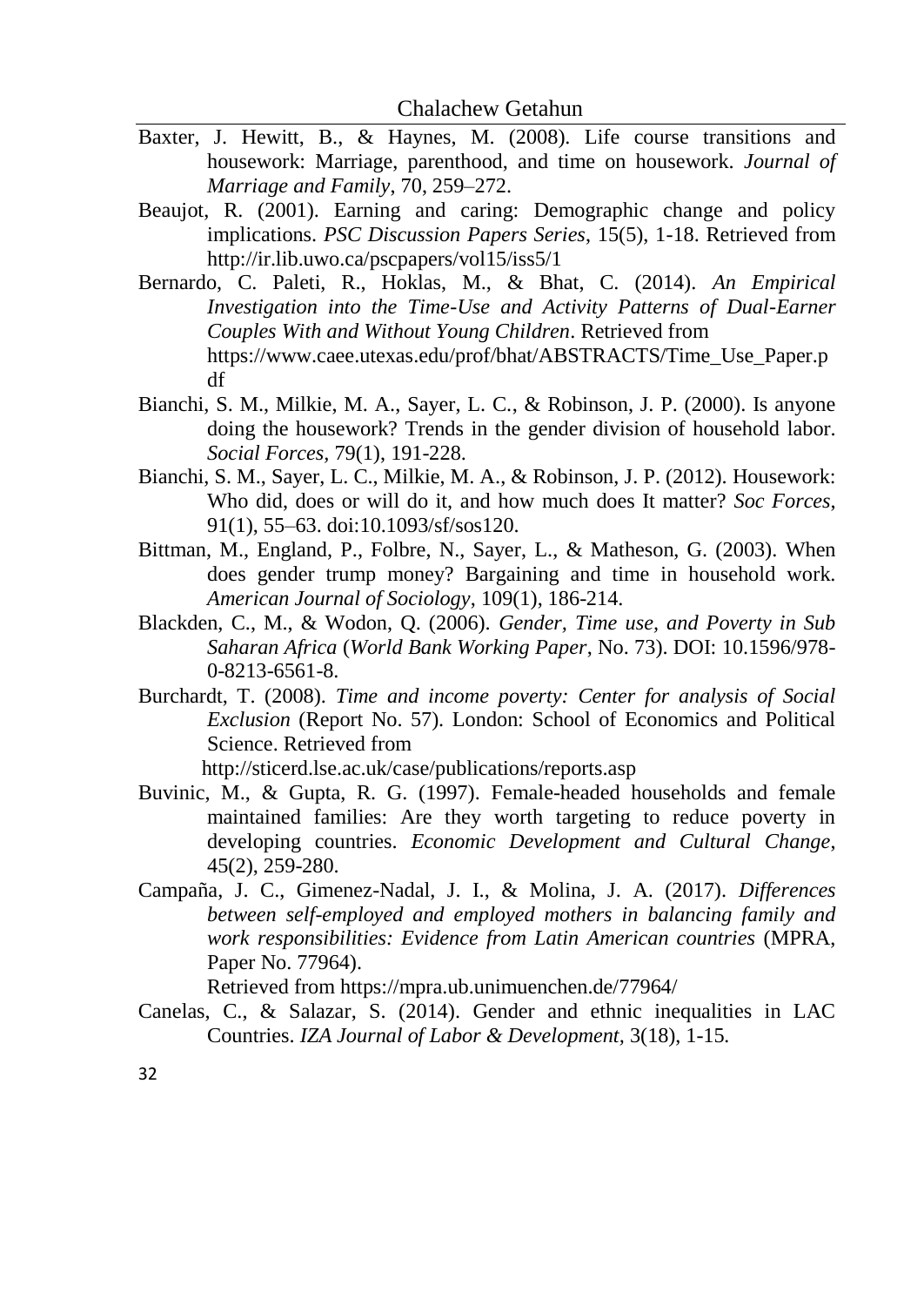Baxter, J. Hewitt, B., & Haynes, M. (2008). Life course transitions and housework: Marriage, parenthood, and time on housework. *Journal of Marriage and Family*, 70, 259–272.

Beaujot, R. (2001). Earning and caring: Demographic change and policy implications. *PSC Discussion Papers Series*, 15(5), 1-18. Retrieved from http://ir.lib.uwo.ca/pscpapers/vol15/iss5/1

Bernardo, C. Paleti, R., Hoklas, M., & Bhat, C. (2014). *An Empirical Investigation into the Time-Use and Activity Patterns of Dual-Earner Couples With and Without Young Children*. Retrieved from https://www.caee.utexas.edu/prof/bhat/ABSTRACTS/Time_Use_Paper.pdf

Bianchi, S. M., Milkie, M. A., Sayer, L. C., & Robinson, J. P. (2000). Is anyone doing the housework? Trends in the gender division of household labor. *Social Forces*, 79(1), 191-228.

Bianchi, S. M., Sayer, L. C., Milkie, M. A., & Robinson, J. P. (2012). Housework: Who did, does or will do it, and how much does It matter? *Soc Forces*, 91(1), 55–63. doi:10.1093/sf/sos120.

Bittman, M., England, P., Folbre, N., Sayer, L., & Matheson, G. (2003). When does gender trump money? Bargaining and time in household work. *American Journal of Sociology*, 109(1), 186-214.

Blackden, C., M., & Wodon, Q. (2006). *Gender, Time use, and Poverty in Sub Saharan Africa* (*World Bank Working Paper*, No. 73). DOI: 10.1596/978-0-8213-6561-8.

Burchardt, T. (2008). *Time and income poverty: Center for analysis of Social Exclusion* (Report No. 57). London: School of Economics and Political Science. Retrieved from http://sticerd.lse.ac.uk/case/publications/reports.asp

Buvinic, M., & Gupta, R. G. (1997). Female-headed households and female maintained families: Are they worth targeting to reduce poverty in developing countries. *Economic Development and Cultural Change*, 45(2), 259-280.

Campaña, J. C., Gimenez-Nadal, J. I., & Molina, J. A. (2017). *Differences between self-employed and employed mothers in balancing family and work responsibilities: Evidence from Latin American countries* (MPRA, Paper No. 77964). Retrieved from https://mpra.ub.unimuenchen.de/77964/

Canelas, C., & Salazar, S. (2014). Gender and ethnic inequalities in LAC Countries. *IZA Journal of Labor & Development*, 3(18), 1-15.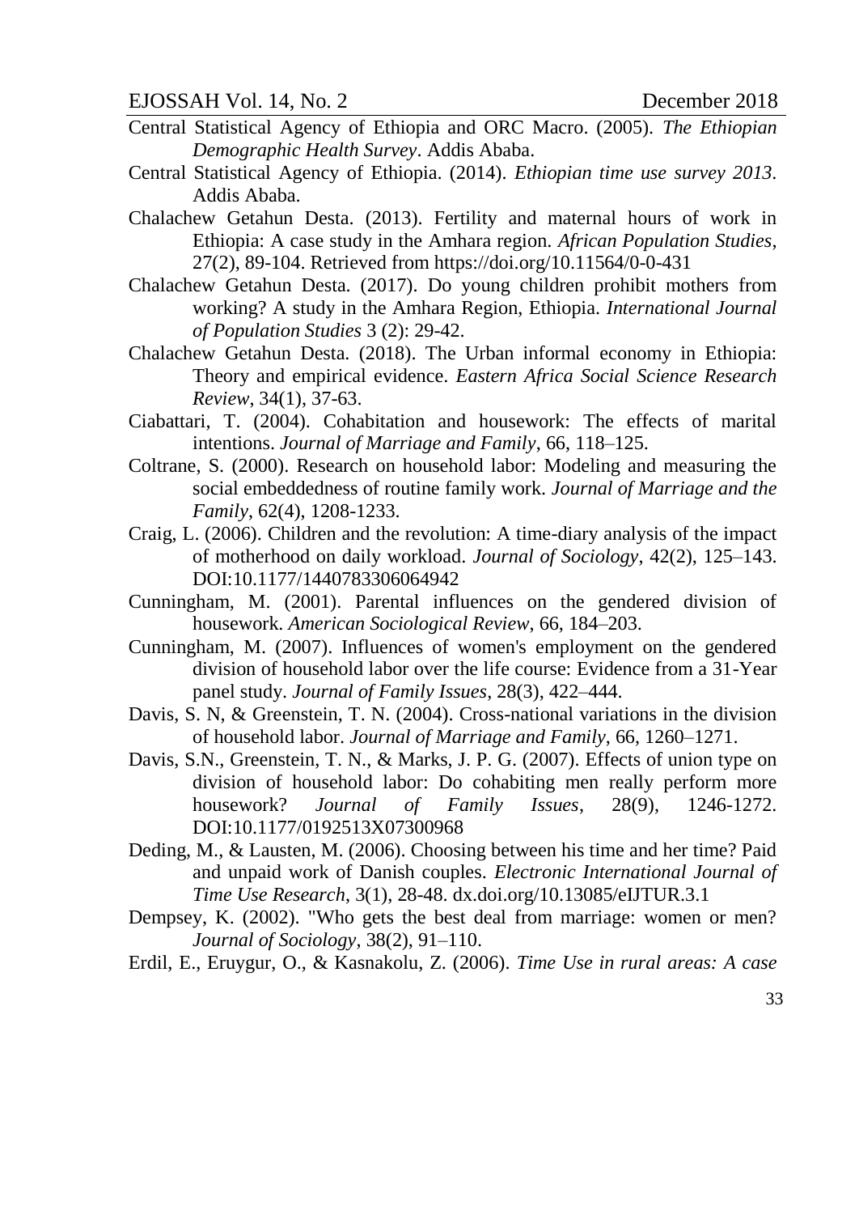Central Statistical Agency of Ethiopia and ORC Macro. (2005). *The Ethiopian Demographic Health Survey*. Addis Ababa.

Central Statistical Agency of Ethiopia. (2014). *Ethiopian time use survey 2013*. Addis Ababa.

Chalachew Getahun Desta. (2013). Fertility and maternal hours of work in Ethiopia: A case study in the Amhara region. *African Population Studies*, 27(2), 89-104. Retrieved from https://doi.org/10.11564/0-0-431

Chalachew Getahun Desta. (2017). Do young children prohibit mothers from working? A study in the Amhara Region, Ethiopia. *International Journal of Population Studies* 3 (2): 29-42.

Chalachew Getahun Desta. (2018). The Urban informal economy in Ethiopia: Theory and empirical evidence. *Eastern Africa Social Science Research Review*, 34(1), 37-63.

Ciabattari, T. (2004). Cohabitation and housework: The effects of marital intentions. *Journal of Marriage and Family*, 66, 118–125.

Coltrane, S. (2000). Research on household labor: Modeling and measuring the social embeddedness of routine family work. *Journal of Marriage and the Family*, 62(4), 1208-1233.

Craig, L. (2006). Children and the revolution: A time-diary analysis of the impact of motherhood on daily workload. *Journal of Sociology*, 42(2), 125–143. DOI:10.1177/1440783306064942

Cunningham, M. (2001). Parental influences on the gendered division of housework. *American Sociological Review*, 66, 184–203.

Cunningham, M. (2007). Influences of women's employment on the gendered division of household labor over the life course: Evidence from a 31-Year panel study. *Journal of Family Issues*, 28(3), 422–444.

Davis, S. N, & Greenstein, T. N. (2004). Cross-national variations in the division of household labor. *Journal of Marriage and Family*, 66, 1260–1271.

Davis, S.N., Greenstein, T. N., & Marks, J. P. G. (2007). Effects of union type on division of household labor: Do cohabiting men really perform more housework? *Journal of Family Issues*, 28(9), 1246-1272. DOI:10.1177/0192513X07300968

Deding, M., & Lausten, M. (2006). Choosing between his time and her time? Paid and unpaid work of Danish couples. *Electronic International Journal of Time Use Research*, 3(1), 28-48. dx.doi.org/10.13085/eIJTUR.3.1

Dempsey, K. (2002). "Who gets the best deal from marriage: women or men? *Journal of Sociology*, 38(2), 91–110.

Erdil, E., Eruygur, O., & Kasnakolu, Z. (2006). *Time Use in rural areas: A case*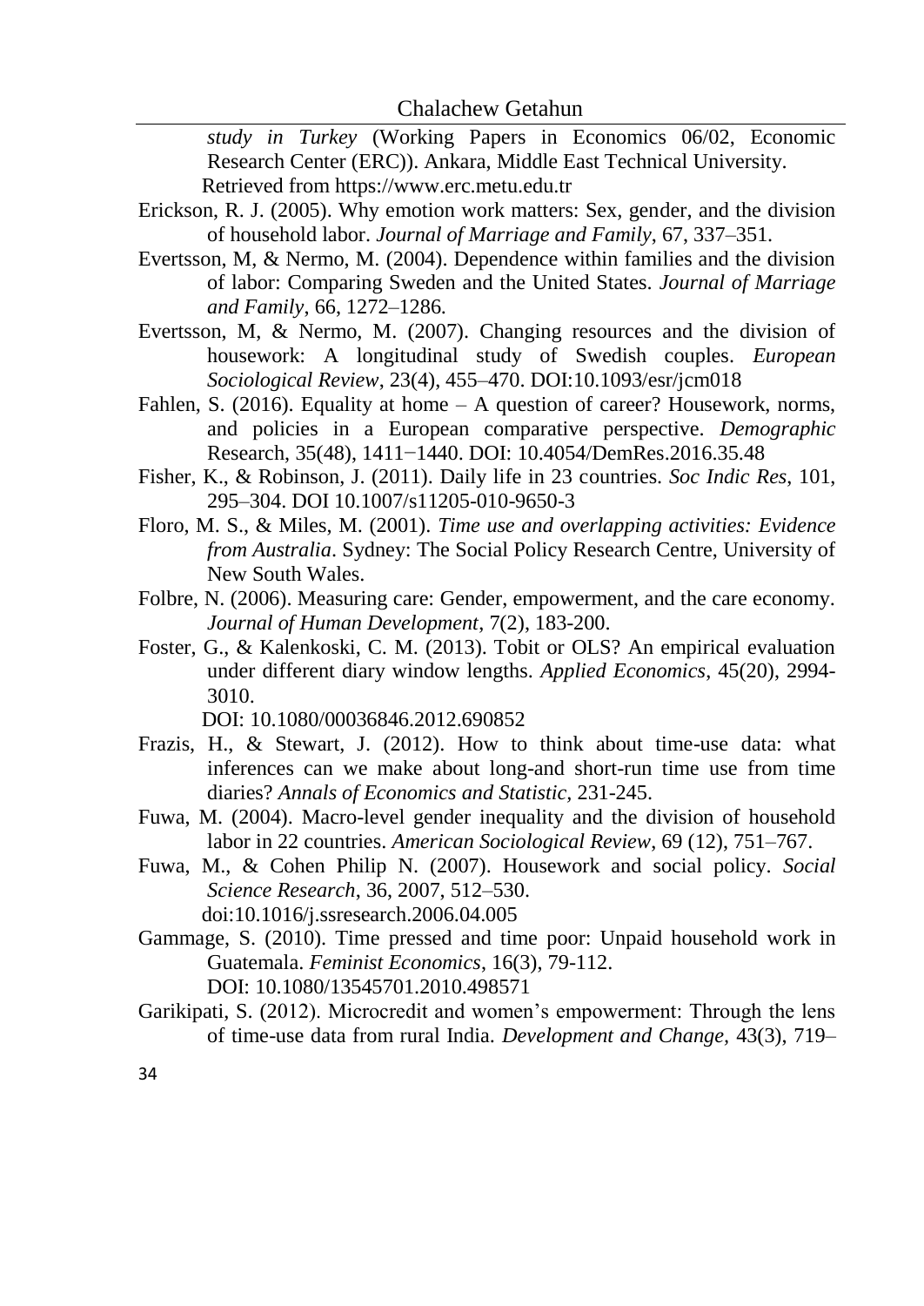*study in Turkey* (Working Papers in Economics 06/02, Economic Research Center (ERC)). Ankara, Middle East Technical University. Retrieved from https://www.erc.metu.edu.tr

Erickson, R. J. (2005). Why emotion work matters: Sex, gender, and the division of household labor. *Journal of Marriage and Family*, 67, 337–351.

Evertsson, M, & Nermo, M. (2004). Dependence within families and the division of labor: Comparing Sweden and the United States. *Journal of Marriage and Family*, 66, 1272–1286.

Evertsson, M, & Nermo, M. (2007). Changing resources and the division of housework: A longitudinal study of Swedish couples. *European Sociological Review*, 23(4), 455–470. DOI:10.1093/esr/jcm018

Fahlen, S. (2016). Equality at home – A question of career? Housework, norms, and policies in a European comparative perspective. *Demographic* Research, 35(48), 1411−1440. DOI: 10.4054/DemRes.2016.35.48

Fisher, K., & Robinson, J. (2011). Daily life in 23 countries. *Soc Indic Res*, 101, 295–304. DOI 10.1007/s11205-010-9650-3

Floro, M. S., & Miles, M. (2001). *Time use and overlapping activities: Evidence from Australia*. Sydney: The Social Policy Research Centre, University of New South Wales.

Folbre, N. (2006). Measuring care: Gender, empowerment, and the care economy. *Journal of Human Development*, 7(2), 183-200.

Foster, G., & Kalenkoski, C. M. (2013). Tobit or OLS? An empirical evaluation under different diary window lengths. *Applied Economics*, 45(20), 2994-3010. DOI: 10.1080/00036846.2012.690852

Frazis, H., & Stewart, J. (2012). How to think about time-use data: what inferences can we make about long-and short-run time use from time diaries? *Annals of Economics and Statistic,* 231-245.

Fuwa, M. (2004). Macro-level gender inequality and the division of household labor in 22 countries. *American Sociological Review*, 69 (12), 751–767.

Fuwa, M., & Cohen Philip N. (2007). Housework and social policy. *Social Science Research*, 36, 2007, 512–530. doi:10.1016/j.ssresearch.2006.04.005

Gammage, S. (2010). Time pressed and time poor: Unpaid household work in Guatemala. *Feminist Economics*, 16(3), 79-112. DOI: 10.1080/13545701.2010.498571

Garikipati, S. (2012). Microcredit and women's empowerment: Through the lens of time-use data from rural India. *Development and Change*, 43(3), 719–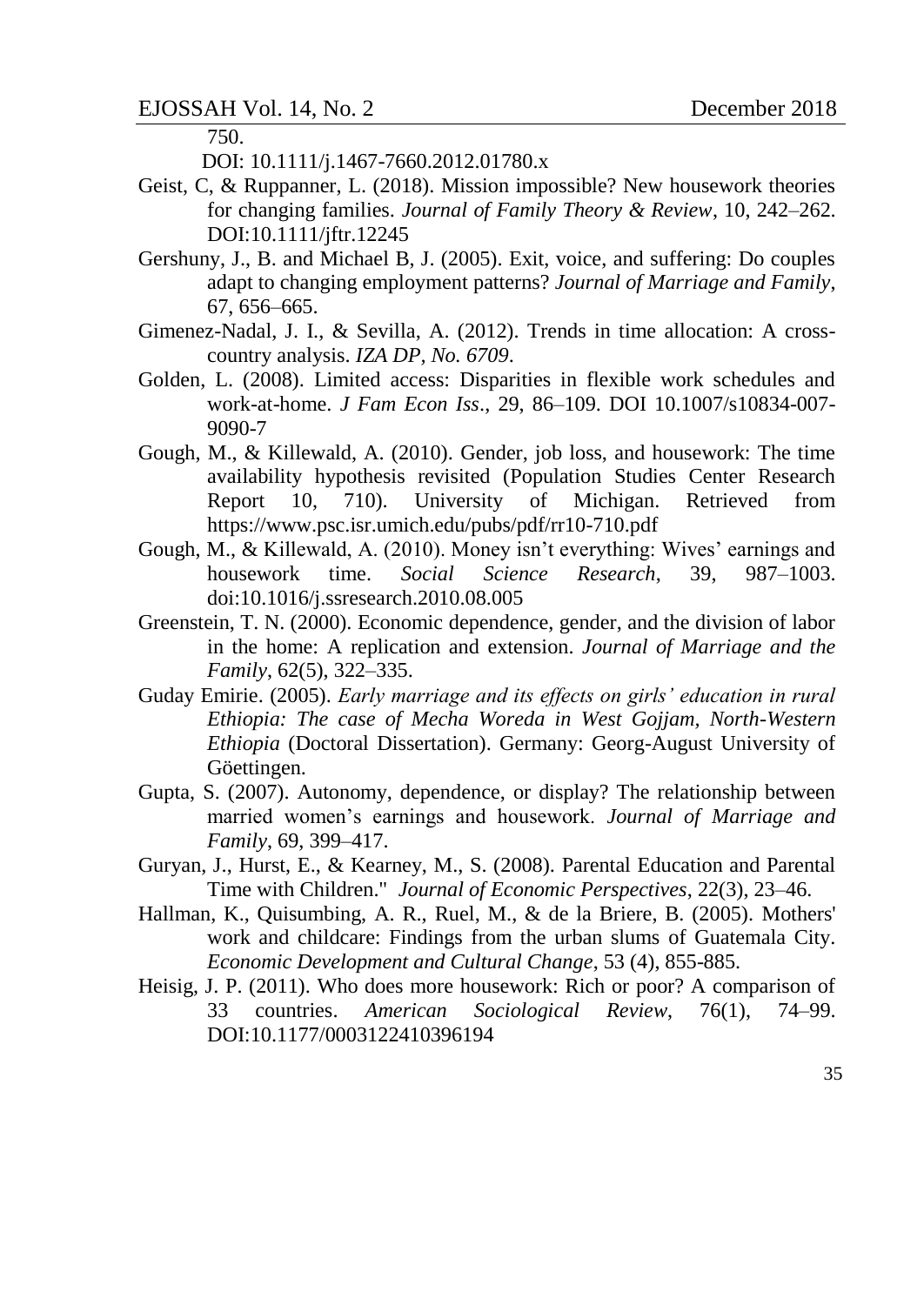750.

DOI: 10.1111/j.1467-7660.2012.01780.x

Geist, C, & Ruppanner, L. (2018). Mission impossible? New housework theories for changing families. *Journal of Family Theory & Review*, 10, 242–262. DOI:10.1111/jftr.12245

Gershuny, J., B. and Michael B, J. (2005). Exit, voice, and suffering: Do couples adapt to changing employment patterns? *Journal of Marriage and Family*, 67, 656–665.

Gimenez-Nadal, J. I., & Sevilla, A. (2012). Trends in time allocation: A cross-country analysis. *IZA DP, No. 6709*.

Golden, L. (2008). Limited access: Disparities in flexible work schedules and work-at-home. *J Fam Econ Iss*., 29, 86–109. DOI 10.1007/s10834-007-9090-7

Gough, M., & Killewald, A. (2010). Gender, job loss, and housework: The time availability hypothesis revisited (Population Studies Center Research Report 10, 710). University of Michigan. Retrieved from https://www.psc.isr.umich.edu/pubs/pdf/rr10-710.pdf

Gough, M., & Killewald, A. (2010). Money isn't everything: Wives' earnings and housework time. *Social Science Research*, 39, 987–1003. doi:10.1016/j.ssresearch.2010.08.005

Greenstein, T. N. (2000). Economic dependence, gender, and the division of labor in the home: A replication and extension. *Journal of Marriage and the Family*, 62(5), 322–335.

Guday Emirie. (2005). *Early marriage and its effects on girls' education in rural Ethiopia: The case of Mecha Woreda in West Gojjam, North-Western Ethiopia* (Doctoral Dissertation). Germany: Georg-August University of Göettingen.

Gupta, S. (2007). Autonomy, dependence, or display? The relationship between married women's earnings and housework. *Journal of Marriage and Family*, 69, 399–417.

Guryan, J., Hurst, E., & Kearney, M., S. (2008). Parental Education and Parental Time with Children." *Journal of Economic Perspectives*, 22(3), 23–46.

Hallman, K., Quisumbing, A. R., Ruel, M., & de la Briere, B. (2005). Mothers' work and childcare: Findings from the urban slums of Guatemala City. *Economic Development and Cultural Change*, 53 (4), 855-885.

Heisig, J. P. (2011). Who does more housework: Rich or poor? A comparison of 33 countries. *American Sociological Review*, 76(1), 74–99. DOI:10.1177/0003122410396194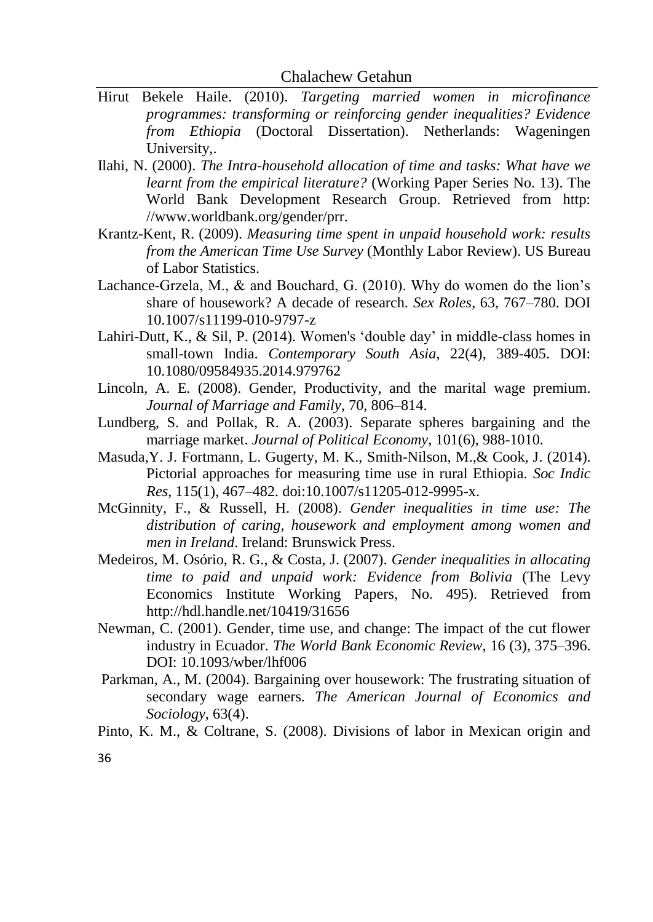Hirut Bekele Haile. (2010). *Targeting married women in microfinance programmes: transforming or reinforcing gender inequalities? Evidence from Ethiopia* (Doctoral Dissertation). Netherlands: Wageningen University,.

Ilahi, N. (2000). *The Intra-household allocation of time and tasks: What have we learnt from the empirical literature?* (Working Paper Series No. 13). The World Bank Development Research Group. Retrieved from http: //www.worldbank.org/gender/prr.

Krantz-Kent, R. (2009). *Measuring time spent in unpaid household work: results from the American Time Use Survey* (Monthly Labor Review). US Bureau of Labor Statistics.

Lachance-Grzela, M., & and Bouchard, G. (2010). Why do women do the lion's share of housework? A decade of research. *Sex Roles*, 63, 767–780. DOI 10.1007/s11199-010-9797-z

Lahiri-Dutt, K., & Sil, P. (2014). Women's 'double day' in middle-class homes in small-town India. *Contemporary South Asia*, 22(4), 389-405. DOI: 10.1080/09584935.2014.979762

Lincoln, A. E. (2008). Gender, Productivity, and the marital wage premium. *Journal of Marriage and Family*, 70, 806–814.

Lundberg, S. and Pollak, R. A. (2003). Separate spheres bargaining and the marriage market. *Journal of Political Economy*, 101(6), 988-1010.

Masuda,Y. J. Fortmann, L. Gugerty, M. K., Smith-Nilson, M.,& Cook, J. (2014). Pictorial approaches for measuring time use in rural Ethiopia. *Soc Indic Res*, 115(1), 467–482. doi:10.1007/s11205-012-9995-x.

McGinnity, F., & Russell, H. (2008). *Gender inequalities in time use: The distribution of caring, housework and employment among women and men in Ireland*. Ireland: Brunswick Press.

Medeiros, M. Osório, R. G., & Costa, J. (2007). *Gender inequalities in allocating time to paid and unpaid work: Evidence from Bolivia* (The Levy Economics Institute Working Papers, No. 495). Retrieved from http://hdl.handle.net/10419/31656

Newman, C. (2001). Gender, time use, and change: The impact of the cut flower industry in Ecuador. *The World Bank Economic Review*, 16 (3), 375–396. DOI: 10.1093/wber/lhf006

Parkman, A., M. (2004). Bargaining over housework: The frustrating situation of secondary wage earners. *The American Journal of Economics and Sociology*, 63(4).

Pinto, K. M., & Coltrane, S. (2008). Divisions of labor in Mexican origin and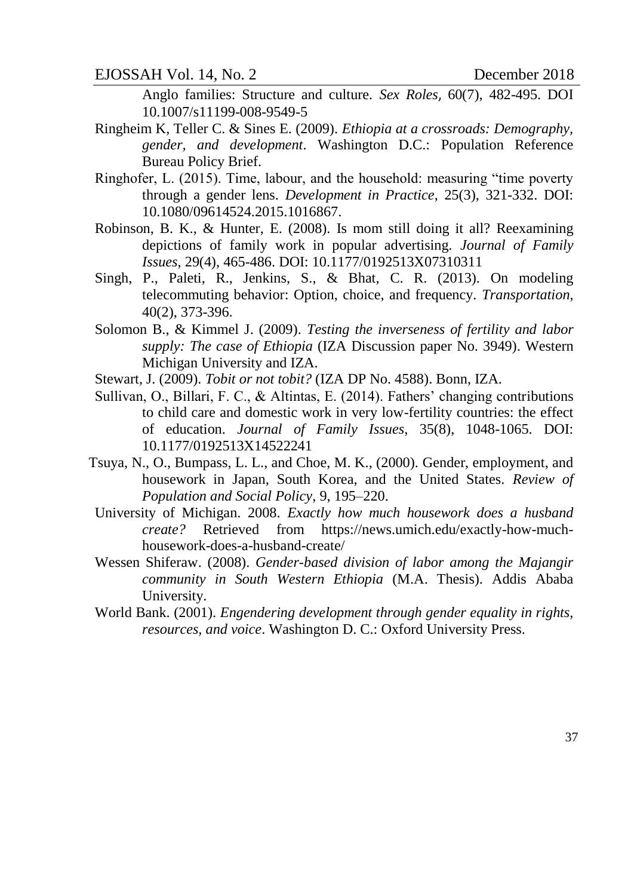Anglo families: Structure and culture. *Sex Roles,* 60(7), 482-495. DOI 10.1007/s11199-008-9549-5

Ringheim K, Teller C. & Sines E. (2009). *Ethiopia at a crossroads: Demography, gender, and development*. Washington D.C.: Population Reference Bureau Policy Brief.

Ringhofer, L. (2015). Time, labour, and the household: measuring "time poverty through a gender lens. *Development in Practice*, 25(3), 321-332. DOI: 10.1080/09614524.2015.1016867.

Robinson, B. K., & Hunter, E. (2008). Is mom still doing it all? Reexamining depictions of family work in popular advertising. *Journal of Family Issues*, 29(4), 465-486. DOI: 10.1177/0192513X07310311

Singh, P., Paleti, R., Jenkins, S., & Bhat, C. R. (2013). On modeling telecommuting behavior: Option, choice, and frequency. *Transportation*, 40(2), 373-396.

Solomon B., & Kimmel J. (2009). *Testing the inverseness of fertility and labor supply: The case of Ethiopia* (IZA Discussion paper No. 3949). Western Michigan University and IZA.

Stewart, J. (2009). *Tobit or not tobit?* (IZA DP No. 4588). Bonn, IZA.

Sullivan, O., Billari, F. C., & Altintas, E. (2014). Fathers' changing contributions to child care and domestic work in very low-fertility countries: the effect of education. *Journal of Family Issues*, 35(8), 1048-1065. DOI: 10.1177/0192513X14522241

Tsuya, N., O., Bumpass, L. L., and Choe, M. K., (2000). Gender, employment, and housework in Japan, South Korea, and the United States. *Review of Population and Social Policy*, 9, 195–220.

University of Michigan. 2008. *Exactly how much housework does a husband create?* Retrieved from https://news.umich.edu/exactly-how-much-housework-does-a-husband-create/

Wessen Shiferaw. (2008). *Gender-based division of labor among the Majangir community in South Western Ethiopia* (M.A. Thesis). Addis Ababa University.

World Bank. (2001). *Engendering development through gender equality in rights, resources, and voice*. Washington D. C.: Oxford University Press.